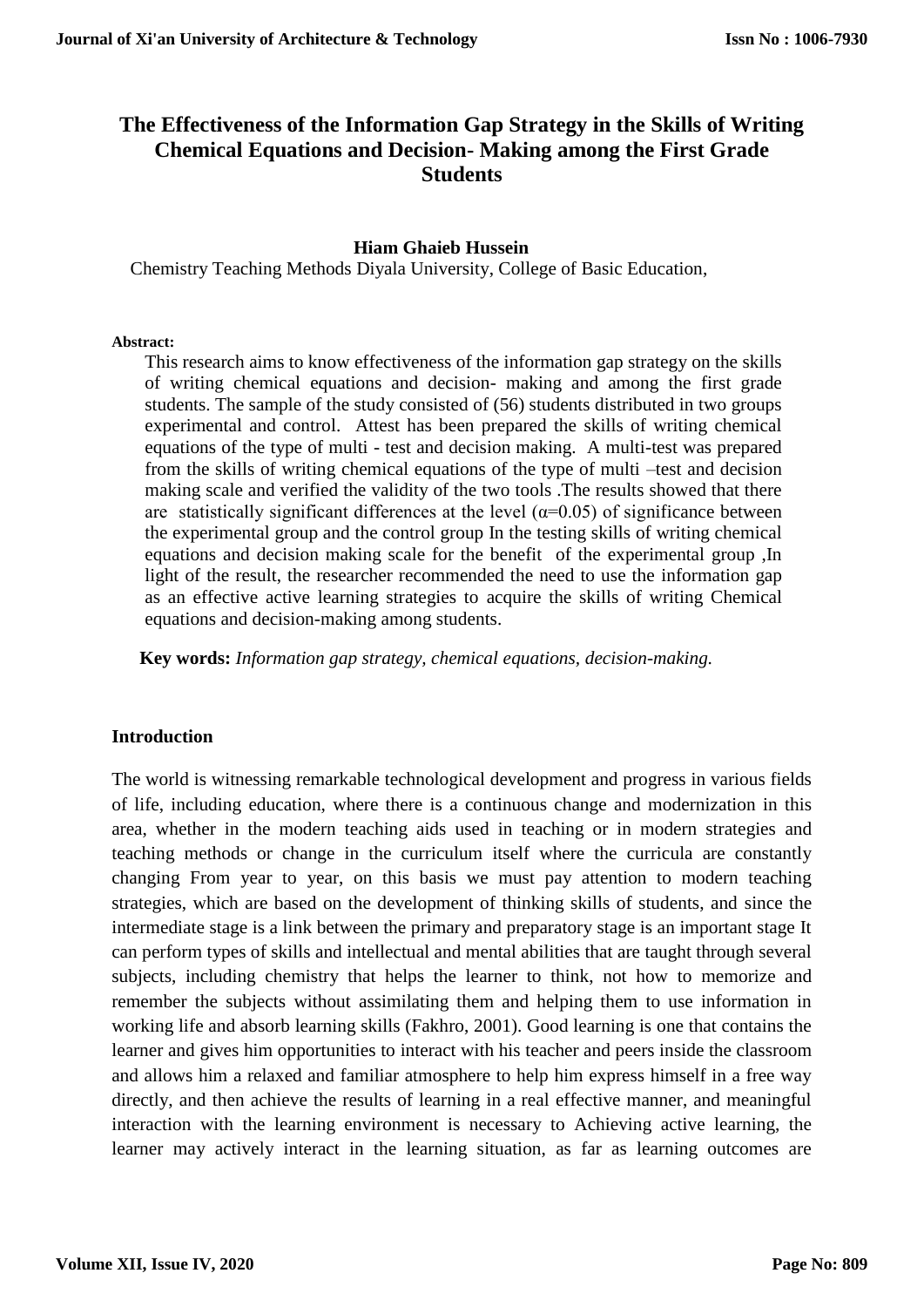# The Effectiveness of the Information Gap Strategy in the Skills of Writing Chemical Equations and Decision- Making among the First Grade Students

**Hiam Ghaieb Hussein**

Chemistry Teaching Methods Diyala University, College of Basic Education,

**Abstract:**

This research aims to know effectiveness of the information gap strategy on the skills of writing chemical equations and decision- making and among the first grade students. The sample of the study consisted of (56) students distributed in two groups experimental and control. Attest has been prepared the skills of writing chemical equations of the type of multi - test and decision making. A multi-test was prepared from the skills of writing chemical equations of the type of multi –test and decision making scale and verified the validity of the two tools .The results showed that there are statistically significant differences at the level ($\alpha$=0.05) of significance between the experimental group and the control group In the testing skills of writing chemical equations and decision making scale for the benefit of the experimental group ,In light of the result, the researcher recommended the need to use the information gap as an effective active learning strategies to acquire the skills of writing Chemical equations and decision-making among students.

**Key words:** *Information gap strategy, chemical equations, decision-making.*

## Introduction

The world is witnessing remarkable technological development and progress in various fields of life, including education, where there is a continuous change and modernization in this area, whether in the modern teaching aids used in teaching or in modern strategies and teaching methods or change in the curriculum itself where the curricula are constantly changing From year to year, on this basis we must pay attention to modern teaching strategies, which are based on the development of thinking skills of students, and since the intermediate stage is a link between the primary and preparatory stage is an important stage It can perform types of skills and intellectual and mental abilities that are taught through several subjects, including chemistry that helps the learner to think, not how to memorize and remember the subjects without assimilating them and helping them to use information in working life and absorb learning skills (Fakhro, 2001). Good learning is one that contains the learner and gives him opportunities to interact with his teacher and peers inside the classroom and allows him a relaxed and familiar atmosphere to help him express himself in a free way directly, and then achieve the results of learning in a real effective manner, and meaningful interaction with the learning environment is necessary to Achieving active learning, the learner may actively interact in the learning situation, as far as learning outcomes are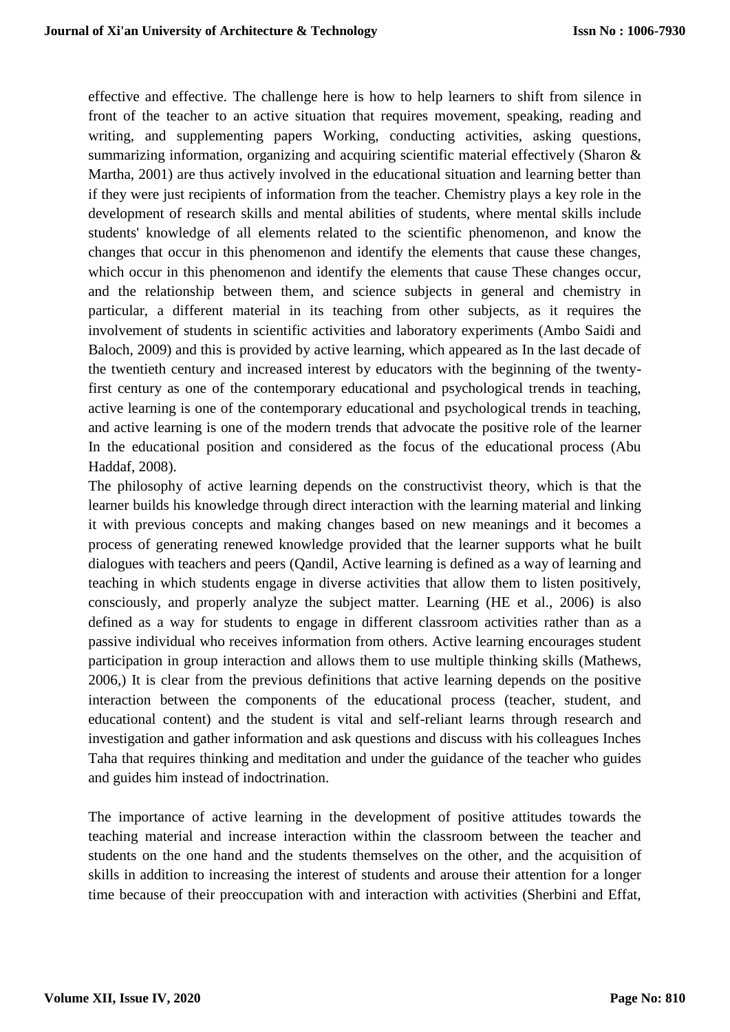effective and effective. The challenge here is how to help learners to shift from silence in front of the teacher to an active situation that requires movement, speaking, reading and writing, and supplementing papers Working, conducting activities, asking questions, summarizing information, organizing and acquiring scientific material effectively (Sharon & Martha, 2001) are thus actively involved in the educational situation and learning better than if they were just recipients of information from the teacher. Chemistry plays a key role in the development of research skills and mental abilities of students, where mental skills include students' knowledge of all elements related to the scientific phenomenon, and know the changes that occur in this phenomenon and identify the elements that cause these changes, which occur in this phenomenon and identify the elements that cause These changes occur, and the relationship between them, and science subjects in general and chemistry in particular, a different material in its teaching from other subjects, as it requires the involvement of students in scientific activities and laboratory experiments (Ambo Saidi and Baloch, 2009) and this is provided by active learning, which appeared as In the last decade of the twentieth century and increased interest by educators with the beginning of the twenty-first century as one of the contemporary educational and psychological trends in teaching, active learning is one of the contemporary educational and psychological trends in teaching, and active learning is one of the modern trends that advocate the positive role of the learner In the educational position and considered as the focus of the educational process (Abu Haddaf, 2008).

The philosophy of active learning depends on the constructivist theory, which is that the learner builds his knowledge through direct interaction with the learning material and linking it with previous concepts and making changes based on new meanings and it becomes a process of generating renewed knowledge provided that the learner supports what he built dialogues with teachers and peers (Qandil, Active learning is defined as a way of learning and teaching in which students engage in diverse activities that allow them to listen positively, consciously, and properly analyze the subject matter. Learning (HE et al., 2006) is also defined as a way for students to engage in different classroom activities rather than as a passive individual who receives information from others. Active learning encourages student participation in group interaction and allows them to use multiple thinking skills (Mathews, 2006,) It is clear from the previous definitions that active learning depends on the positive interaction between the components of the educational process (teacher, student, and educational content) and the student is vital and self-reliant learns through research and investigation and gather information and ask questions and discuss with his colleagues Inches Taha that requires thinking and meditation and under the guidance of the teacher who guides and guides him instead of indoctrination.

The importance of active learning in the development of positive attitudes towards the teaching material and increase interaction within the classroom between the teacher and students on the one hand and the students themselves on the other, and the acquisition of skills in addition to increasing the interest of students and arouse their attention for a longer time because of their preoccupation with and interaction with activities (Sherbini and Effat,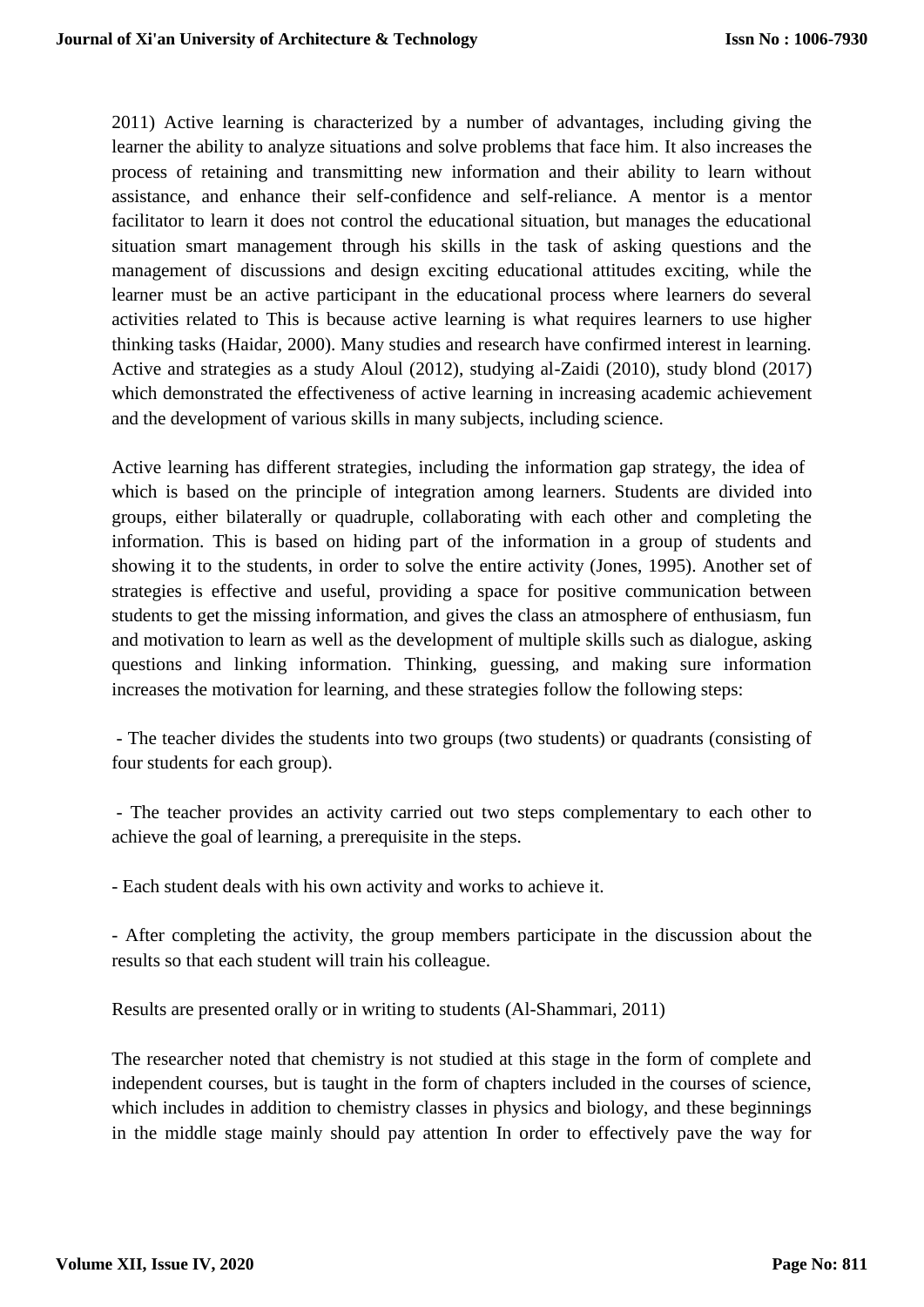2011) Active learning is characterized by a number of advantages, including giving the learner the ability to analyze situations and solve problems that face him. It also increases the process of retaining and transmitting new information and their ability to learn without assistance, and enhance their self-confidence and self-reliance. A mentor is a mentor facilitator to learn it does not control the educational situation, but manages the educational situation smart management through his skills in the task of asking questions and the management of discussions and design exciting educational attitudes exciting, while the learner must be an active participant in the educational process where learners do several activities related to This is because active learning is what requires learners to use higher thinking tasks (Haidar, 2000). Many studies and research have confirmed interest in learning. Active and strategies as a study Aloul (2012), studying al-Zaidi (2010), study blond (2017) which demonstrated the effectiveness of active learning in increasing academic achievement and the development of various skills in many subjects, including science.

Active learning has different strategies, including the information gap strategy, the idea of which is based on the principle of integration among learners. Students are divided into groups, either bilaterally or quadruple, collaborating with each other and completing the information. This is based on hiding part of the information in a group of students and showing it to the students, in order to solve the entire activity (Jones, 1995). Another set of strategies is effective and useful, providing a space for positive communication between students to get the missing information, and gives the class an atmosphere of enthusiasm, fun and motivation to learn as well as the development of multiple skills such as dialogue, asking questions and linking information. Thinking, guessing, and making sure information increases the motivation for learning, and these strategies follow the following steps:

- The teacher divides the students into two groups (two students) or quadrants (consisting of four students for each group).

- The teacher provides an activity carried out two steps complementary to each other to achieve the goal of learning, a prerequisite in the steps.

- Each student deals with his own activity and works to achieve it.

- After completing the activity, the group members participate in the discussion about the results so that each student will train his colleague.

Results are presented orally or in writing to students (Al-Shammari, 2011)

The researcher noted that chemistry is not studied at this stage in the form of complete and independent courses, but is taught in the form of chapters included in the courses of science, which includes in addition to chemistry classes in physics and biology, and these beginnings in the middle stage mainly should pay attention In order to effectively pave the way for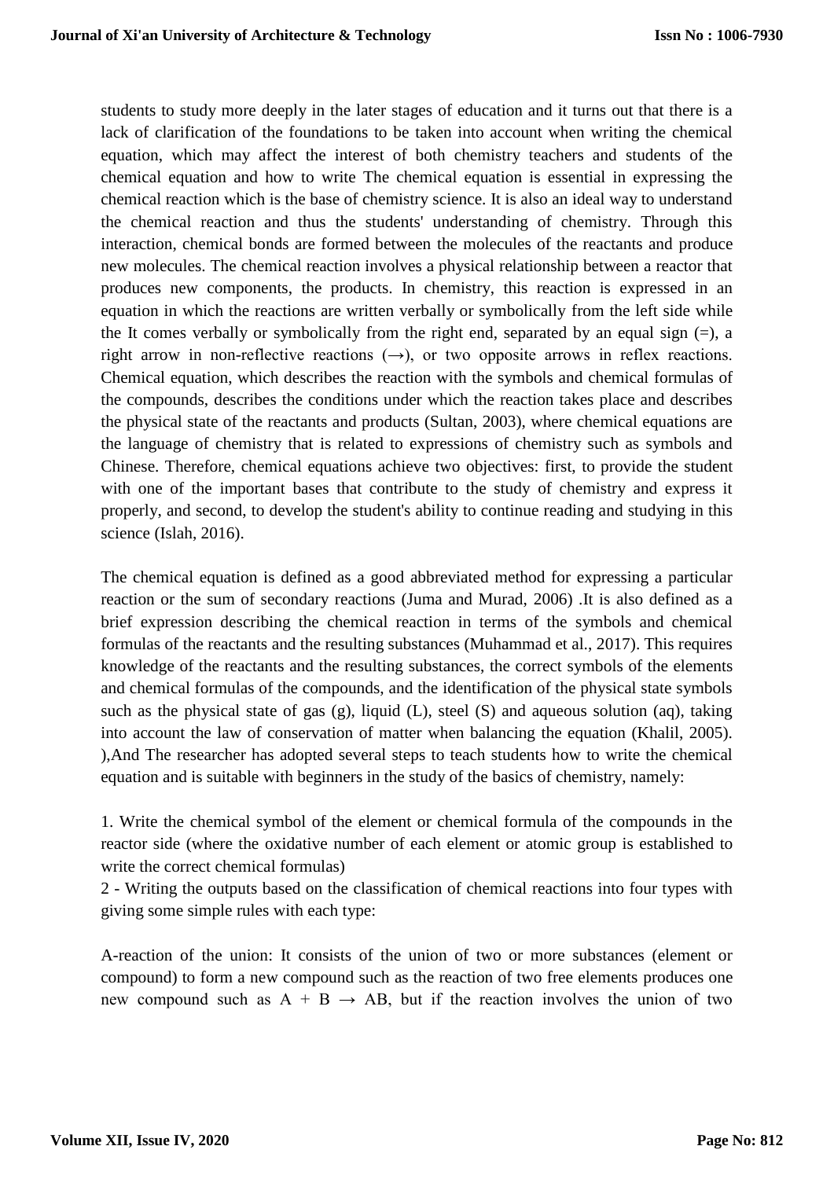students to study more deeply in the later stages of education and it turns out that there is a lack of clarification of the foundations to be taken into account when writing the chemical equation, which may affect the interest of both chemistry teachers and students of the chemical equation and how to write The chemical equation is essential in expressing the chemical reaction which is the base of chemistry science. It is also an ideal way to understand the chemical reaction and thus the students' understanding of chemistry. Through this interaction, chemical bonds are formed between the molecules of the reactants and produce new molecules. The chemical reaction involves a physical relationship between a reactor that produces new components, the products. In chemistry, this reaction is expressed in an equation in which the reactions are written verbally or symbolically from the left side while the It comes verbally or symbolically from the right end, separated by an equal sign (=), a right arrow in non-reflective reactions (→), or two opposite arrows in reflex reactions. Chemical equation, which describes the reaction with the symbols and chemical formulas of the compounds, describes the conditions under which the reaction takes place and describes the physical state of the reactants and products (Sultan, 2003), where chemical equations are the language of chemistry that is related to expressions of chemistry such as symbols and Chinese. Therefore, chemical equations achieve two objectives: first, to provide the student with one of the important bases that contribute to the study of chemistry and express it properly, and second, to develop the student's ability to continue reading and studying in this science (Islah, 2016).

The chemical equation is defined as a good abbreviated method for expressing a particular reaction or the sum of secondary reactions (Juma and Murad, 2006) .It is also defined as a brief expression describing the chemical reaction in terms of the symbols and chemical formulas of the reactants and the resulting substances (Muhammad et al., 2017). This requires knowledge of the reactants and the resulting substances, the correct symbols of the elements and chemical formulas of the compounds, and the identification of the physical state symbols such as the physical state of gas (g), liquid (L), steel (S) and aqueous solution (aq), taking into account the law of conservation of matter when balancing the equation (Khalil, 2005). ),And The researcher has adopted several steps to teach students how to write the chemical equation and is suitable with beginners in the study of the basics of chemistry, namely:

1. Write the chemical symbol of the element or chemical formula of the compounds in the reactor side (where the oxidative number of each element or atomic group is established to write the correct chemical formulas)

2 - Writing the outputs based on the classification of chemical reactions into four types with giving some simple rules with each type:

A-reaction of the union: It consists of the union of two or more substances (element or compound) to form a new compound such as the reaction of two free elements produces one new compound such as $A + B \rightarrow AB$, but if the reaction involves the union of two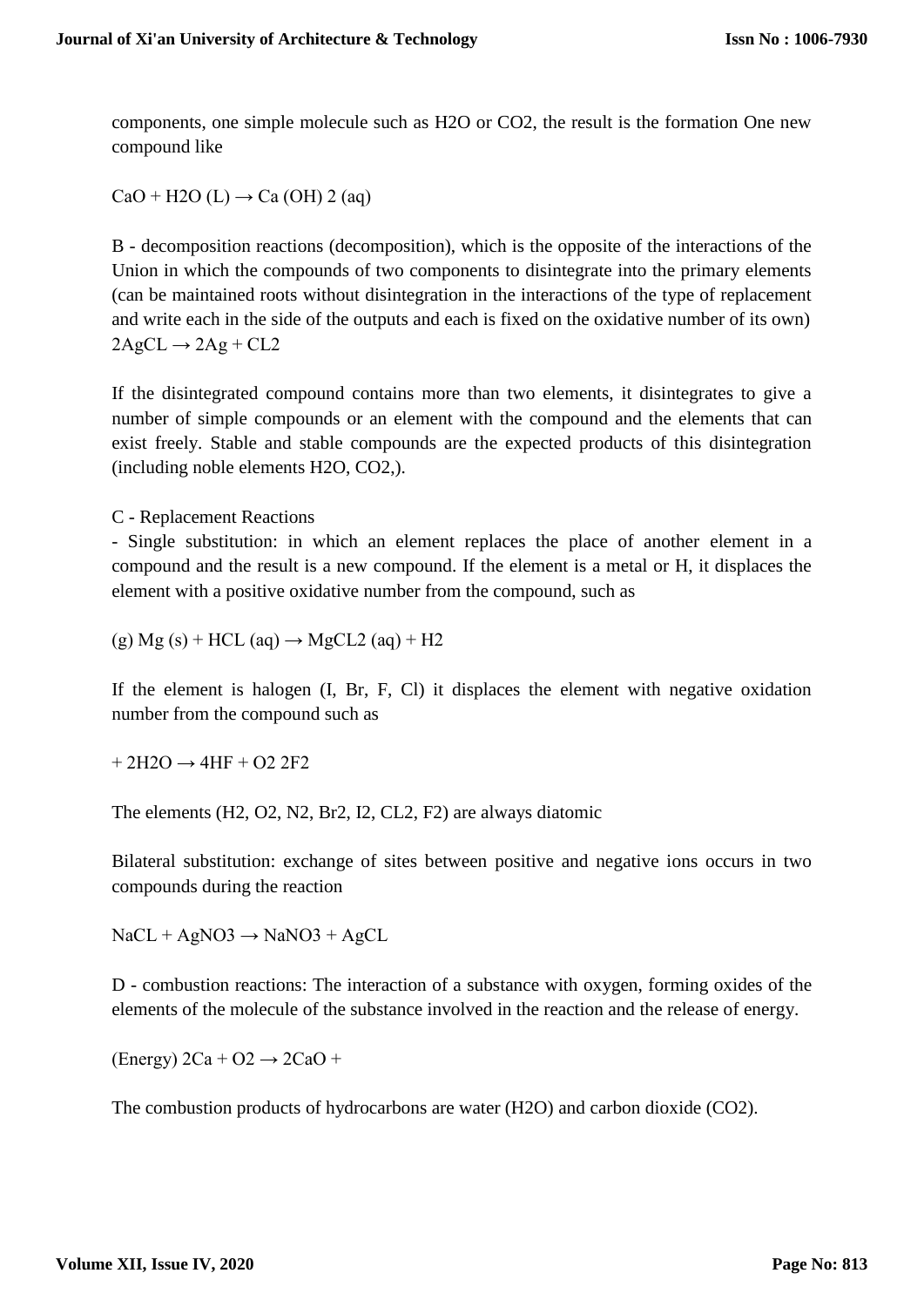components, one simple molecule such as $H_2O$ or $CO_2$, the result is the formation One new compound like

$CaO + H_2O\ (L) \rightarrow Ca(OH)_2\ (aq)$

B - decomposition reactions (decomposition), which is the opposite of the interactions of the Union in which the compounds of two components to disintegrate into the primary elements (can be maintained roots without disintegration in the interactions of the type of replacement and write each in the side of the outputs and each is fixed on the oxidative number of its own) $2AgCL \rightarrow 2Ag + CL_2$

If the disintegrated compound contains more than two elements, it disintegrates to give a number of simple compounds or an element with the compound and the elements that can exist freely. Stable and stable compounds are the expected products of this disintegration (including noble elements $H_2O$, $CO_2$,).

C - Replacement Reactions

- Single substitution: in which an element replaces the place of another element in a compound and the result is a new compound. If the element is a metal or H, it displaces the element with a positive oxidative number from the compound, such as

(g) $Mg\ (s) + HCL\ (aq) \rightarrow MgCL_2\ (aq) + H_2$

If the element is halogen (I, Br, F, Cl) it displaces the element with negative oxidation number from the compound such as

$+ 2H_2O \rightarrow 4HF + O_2\ 2F_2$

The elements ($H_2$, $O_2$, $N_2$, $Br_2$, $I_2$, $CL_2$, $F_2$) are always diatomic

Bilateral substitution: exchange of sites between positive and negative ions occurs in two compounds during the reaction

$NaCL + AgNO_3 \rightarrow NaNO_3 + AgCL$

D - combustion reactions: The interaction of a substance with oxygen, forming oxides of the elements of the molecule of the substance involved in the reaction and the release of energy.

(Energy) $2Ca + O_2 \rightarrow 2CaO +$

The combustion products of hydrocarbons are water ($H_2O$) and carbon dioxide ($CO_2$).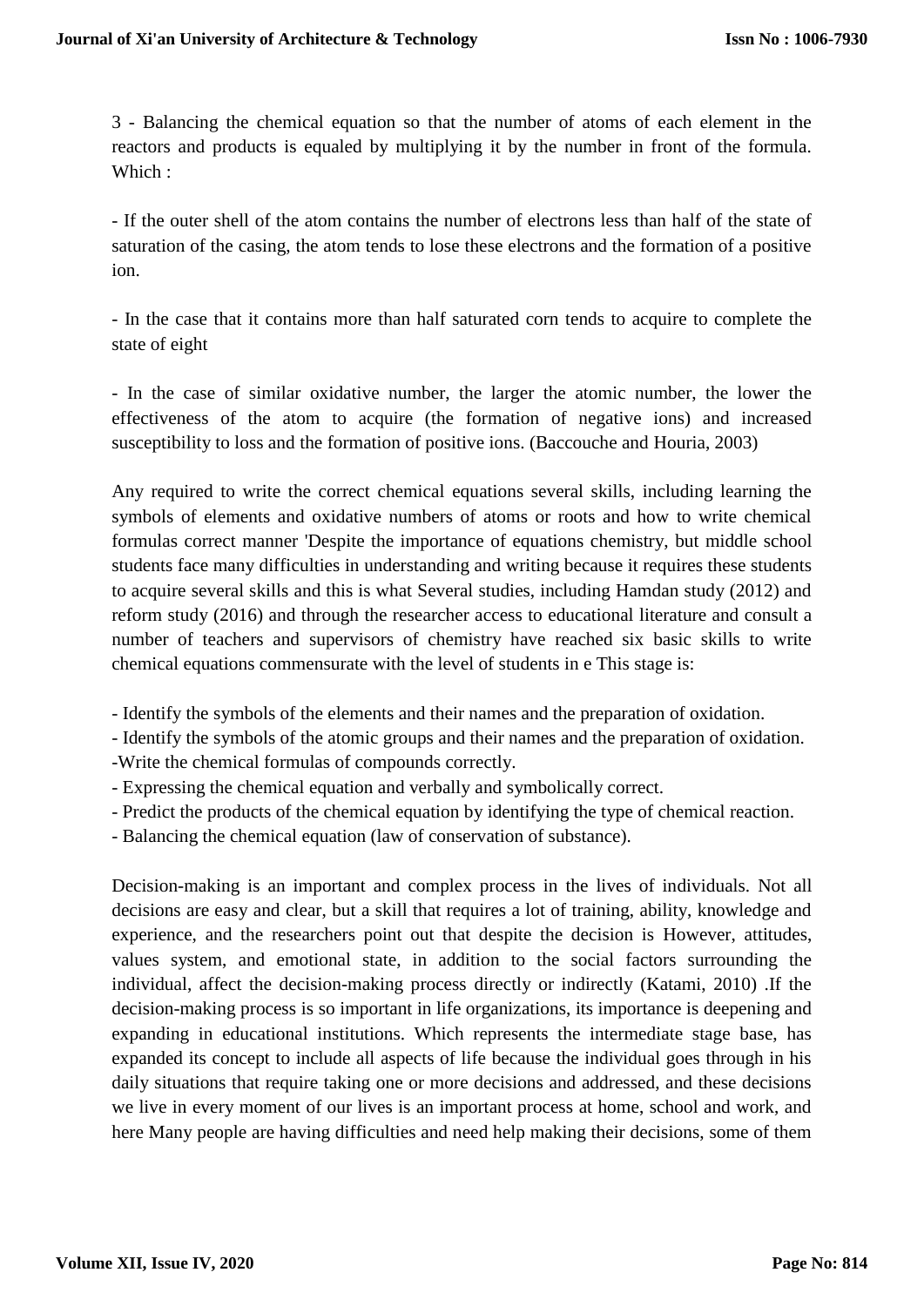3 - Balancing the chemical equation so that the number of atoms of each element in the reactors and products is equaled by multiplying it by the number in front of the formula. Which :

- If the outer shell of the atom contains the number of electrons less than half of the state of saturation of the casing, the atom tends to lose these electrons and the formation of a positive ion.

- In the case that it contains more than half saturated corn tends to acquire to complete the state of eight

- In the case of similar oxidative number, the larger the atomic number, the lower the effectiveness of the atom to acquire (the formation of negative ions) and increased susceptibility to loss and the formation of positive ions. (Baccouche and Houria, 2003)

Any required to write the correct chemical equations several skills, including learning the symbols of elements and oxidative numbers of atoms or roots and how to write chemical formulas correct manner 'Despite the importance of equations chemistry, but middle school students face many difficulties in understanding and writing because it requires these students to acquire several skills and this is what Several studies, including Hamdan study (2012) and reform study (2016) and through the researcher access to educational literature and consult a number of teachers and supervisors of chemistry have reached six basic skills to write chemical equations commensurate with the level of students in e This stage is:

- Identify the symbols of the elements and their names and the preparation of oxidation.
- Identify the symbols of the atomic groups and their names and the preparation of oxidation.
- Write the chemical formulas of compounds correctly.
- Expressing the chemical equation and verbally and symbolically correct.
- Predict the products of the chemical equation by identifying the type of chemical reaction.
- Balancing the chemical equation (law of conservation of substance).

Decision-making is an important and complex process in the lives of individuals. Not all decisions are easy and clear, but a skill that requires a lot of training, ability, knowledge and experience, and the researchers point out that despite the decision is However, attitudes, values system, and emotional state, in addition to the social factors surrounding the individual, affect the decision-making process directly or indirectly (Katami, 2010) .If the decision-making process is so important in life organizations, its importance is deepening and expanding in educational institutions. Which represents the intermediate stage base, has expanded its concept to include all aspects of life because the individual goes through in his daily situations that require taking one or more decisions and addressed, and these decisions we live in every moment of our lives is an important process at home, school and work, and here Many people are having difficulties and need help making their decisions, some of them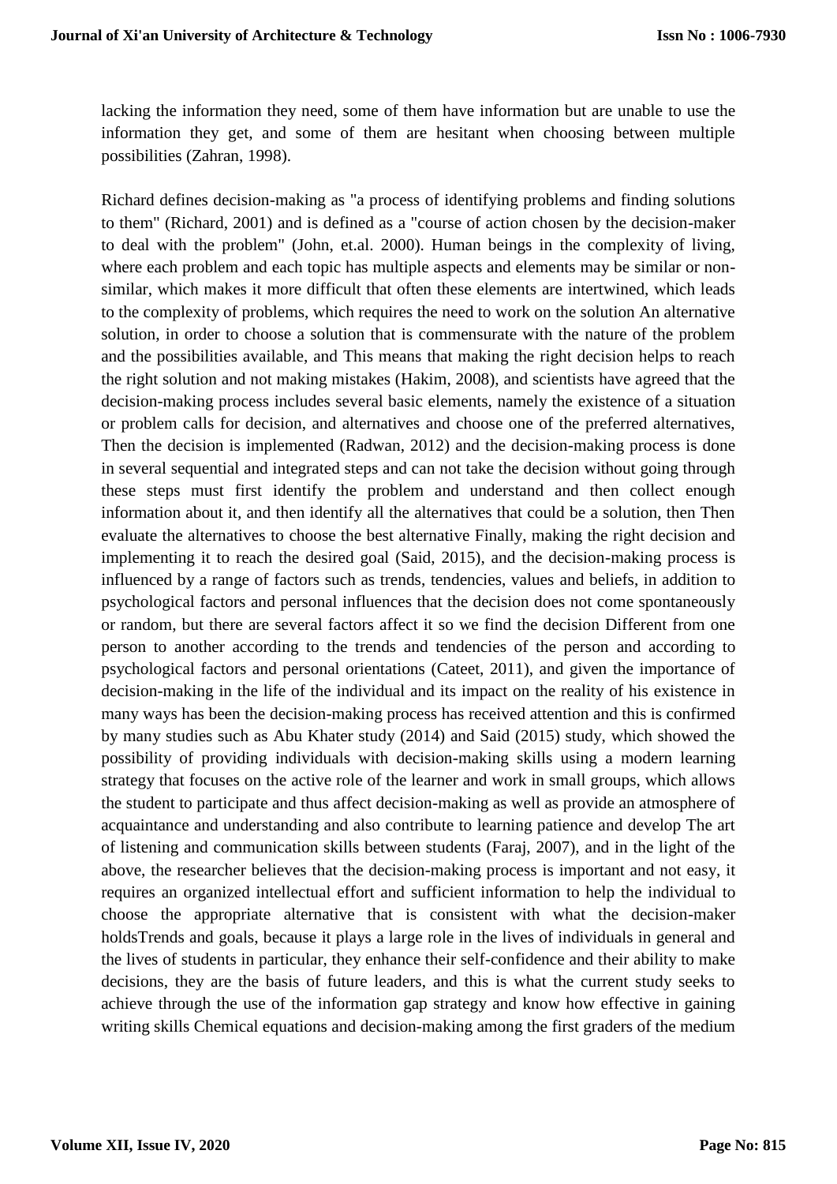lacking the information they need, some of them have information but are unable to use the information they get, and some of them are hesitant when choosing between multiple possibilities (Zahran, 1998).

Richard defines decision-making as "a process of identifying problems and finding solutions to them" (Richard, 2001) and is defined as a "course of action chosen by the decision-maker to deal with the problem" (John, et.al. 2000). Human beings in the complexity of living, where each problem and each topic has multiple aspects and elements may be similar or non-similar, which makes it more difficult that often these elements are intertwined, which leads to the complexity of problems, which requires the need to work on the solution An alternative solution, in order to choose a solution that is commensurate with the nature of the problem and the possibilities available, and This means that making the right decision helps to reach the right solution and not making mistakes (Hakim, 2008), and scientists have agreed that the decision-making process includes several basic elements, namely the existence of a situation or problem calls for decision, and alternatives and choose one of the preferred alternatives, Then the decision is implemented (Radwan, 2012) and the decision-making process is done in several sequential and integrated steps and can not take the decision without going through these steps must first identify the problem and understand and then collect enough information about it, and then identify all the alternatives that could be a solution, then Then evaluate the alternatives to choose the best alternative Finally, making the right decision and implementing it to reach the desired goal (Said, 2015), and the decision-making process is influenced by a range of factors such as trends, tendencies, values and beliefs, in addition to psychological factors and personal influences that the decision does not come spontaneously or random, but there are several factors affect it so we find the decision Different from one person to another according to the trends and tendencies of the person and according to psychological factors and personal orientations (Cateet, 2011), and given the importance of decision-making in the life of the individual and its impact on the reality of his existence in many ways has been the decision-making process has received attention and this is confirmed by many studies such as Abu Khater study (2014) and Said (2015) study, which showed the possibility of providing individuals with decision-making skills using a modern learning strategy that focuses on the active role of the learner and work in small groups, which allows the student to participate and thus affect decision-making as well as provide an atmosphere of acquaintance and understanding and also contribute to learning patience and develop The art of listening and communication skills between students (Faraj, 2007), and in the light of the above, the researcher believes that the decision-making process is important and not easy, it requires an organized intellectual effort and sufficient information to help the individual to choose the appropriate alternative that is consistent with what the decision-maker holdsTrends and goals, because it plays a large role in the lives of individuals in general and the lives of students in particular, they enhance their self-confidence and their ability to make decisions, they are the basis of future leaders, and this is what the current study seeks to achieve through the use of the information gap strategy and know how effective in gaining writing skills Chemical equations and decision-making among the first graders of the medium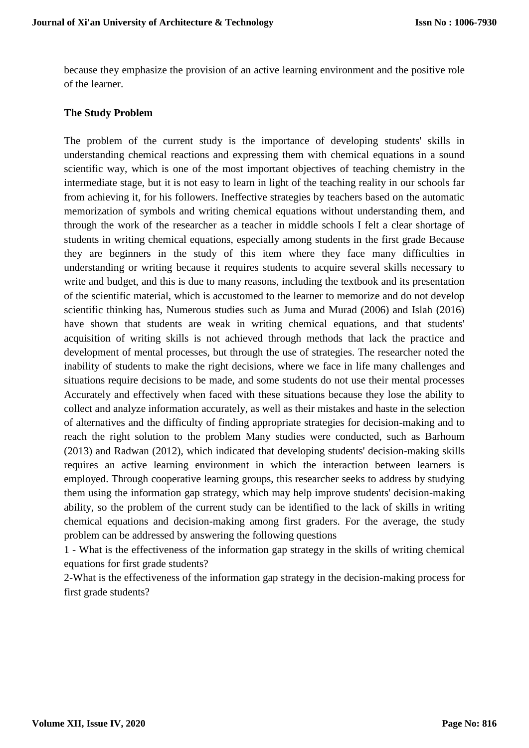because they emphasize the provision of an active learning environment and the positive role of the learner.

**The Study Problem**

The problem of the current study is the importance of developing students' skills in understanding chemical reactions and expressing them with chemical equations in a sound scientific way, which is one of the most important objectives of teaching chemistry in the intermediate stage, but it is not easy to learn in light of the teaching reality in our schools far from achieving it, for his followers. Ineffective strategies by teachers based on the automatic memorization of symbols and writing chemical equations without understanding them, and through the work of the researcher as a teacher in middle schools I felt a clear shortage of students in writing chemical equations, especially among students in the first grade Because they are beginners in the study of this item where they face many difficulties in understanding or writing because it requires students to acquire several skills necessary to write and budget, and this is due to many reasons, including the textbook and its presentation of the scientific material, which is accustomed to the learner to memorize and do not develop scientific thinking has, Numerous studies such as Juma and Murad (2006) and Islah (2016) have shown that students are weak in writing chemical equations, and that students' acquisition of writing skills is not achieved through methods that lack the practice and development of mental processes, but through the use of strategies. The researcher noted the inability of students to make the right decisions, where we face in life many challenges and situations require decisions to be made, and some students do not use their mental processes Accurately and effectively when faced with these situations because they lose the ability to collect and analyze information accurately, as well as their mistakes and haste in the selection of alternatives and the difficulty of finding appropriate strategies for decision-making and to reach the right solution to the problem Many studies were conducted, such as Barhoum (2013) and Radwan (2012), which indicated that developing students' decision-making skills requires an active learning environment in which the interaction between learners is employed. Through cooperative learning groups, this researcher seeks to address by studying them using the information gap strategy, which may help improve students' decision-making ability, so the problem of the current study can be identified to the lack of skills in writing chemical equations and decision-making among first graders. For the average, the study problem can be addressed by answering the following questions

1 - What is the effectiveness of the information gap strategy in the skills of writing chemical equations for first grade students?

2-What is the effectiveness of the information gap strategy in the decision-making process for first grade students?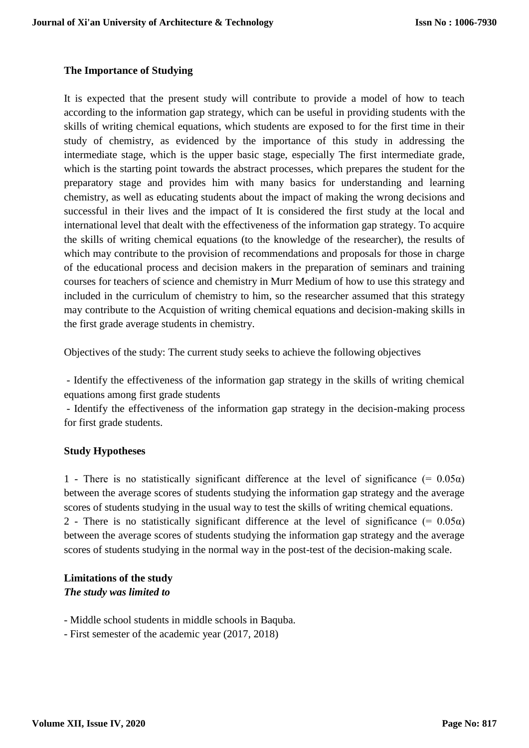**The Importance of Studying**

It is expected that the present study will contribute to provide a model of how to teach according to the information gap strategy, which can be useful in providing students with the skills of writing chemical equations, which students are exposed to for the first time in their study of chemistry, as evidenced by the importance of this study in addressing the intermediate stage, which is the upper basic stage, especially The first intermediate grade, which is the starting point towards the abstract processes, which prepares the student for the preparatory stage and provides him with many basics for understanding and learning chemistry, as well as educating students about the impact of making the wrong decisions and successful in their lives and the impact of It is considered the first study at the local and international level that dealt with the effectiveness of the information gap strategy. To acquire the skills of writing chemical equations (to the knowledge of the researcher), the results of which may contribute to the provision of recommendations and proposals for those in charge of the educational process and decision makers in the preparation of seminars and training courses for teachers of science and chemistry in Murr Medium of how to use this strategy and included in the curriculum of chemistry to him, so the researcher assumed that this strategy may contribute to the Acquistion of writing chemical equations and decision-making skills in the first grade average students in chemistry.

Objectives of the study: The current study seeks to achieve the following objectives

- Identify the effectiveness of the information gap strategy in the skills of writing chemical equations among first grade students
- Identify the effectiveness of the information gap strategy in the decision-making process for first grade students.

**Study Hypotheses**

1 - There is no statistically significant difference at the level of significance (= 0.05α) between the average scores of students studying the information gap strategy and the average scores of students studying in the usual way to test the skills of writing chemical equations.
2 - There is no statistically significant difference at the level of significance (= 0.05α) between the average scores of students studying the information gap strategy and the average scores of students studying in the normal way in the post-test of the decision-making scale.

**Limitations of the study**
***The study was limited to***

- Middle school students in middle schools in Baquba.
- First semester of the academic year (2017, 2018)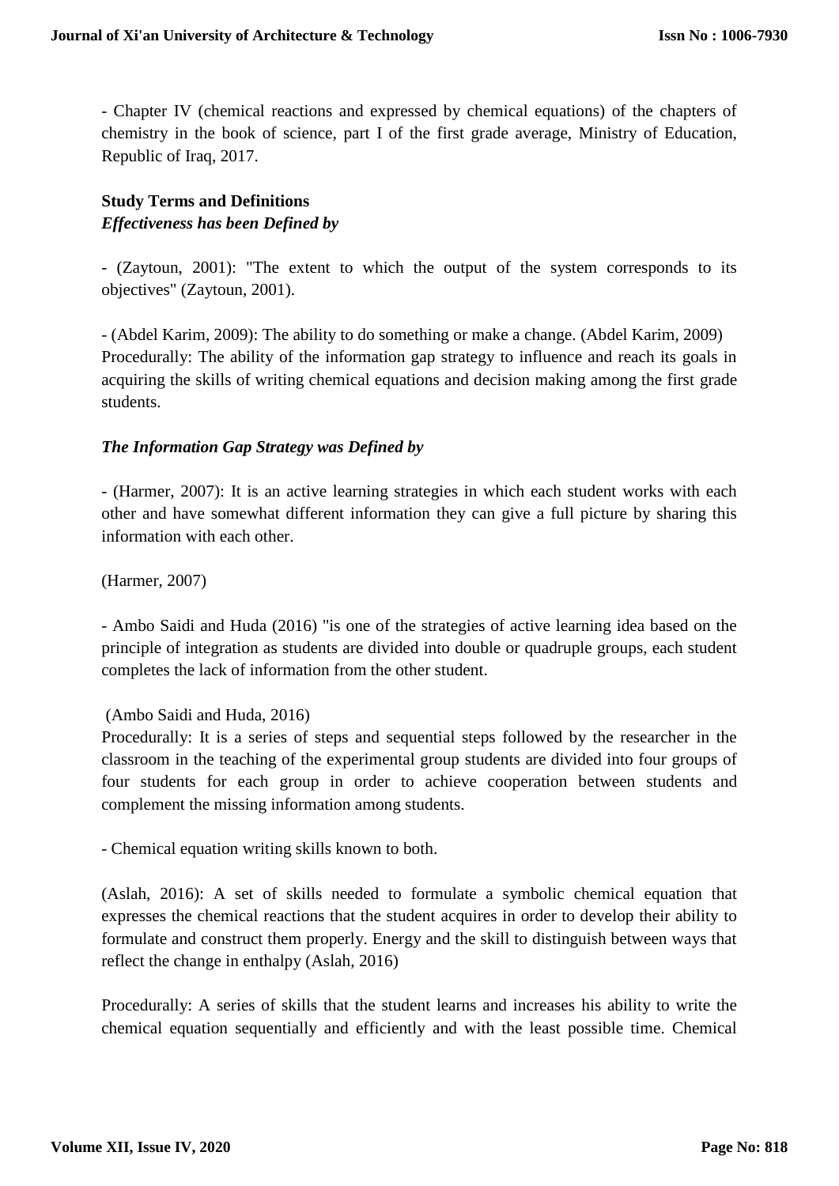- Chapter IV (chemical reactions and expressed by chemical equations) of the chapters of chemistry in the book of science, part I of the first grade average, Ministry of Education, Republic of Iraq, 2017.

**Study Terms and Definitions**

***Effectiveness has been Defined by***

- (Zaytoun, 2001): "The extent to which the output of the system corresponds to its objectives" (Zaytoun, 2001).

- (Abdel Karim, 2009): The ability to do something or make a change. (Abdel Karim, 2009)

Procedurally: The ability of the information gap strategy to influence and reach its goals in acquiring the skills of writing chemical equations and decision making among the first grade students.

***The Information Gap Strategy was Defined by***

- (Harmer, 2007): It is an active learning strategies in which each student works with each other and have somewhat different information they can give a full picture by sharing this information with each other.

(Harmer, 2007)

- Ambo Saidi and Huda (2016) "is one of the strategies of active learning idea based on the principle of integration as students are divided into double or quadruple groups, each student completes the lack of information from the other student.

(Ambo Saidi and Huda, 2016)

Procedurally: It is a series of steps and sequential steps followed by the researcher in the classroom in the teaching of the experimental group students are divided into four groups of four students for each group in order to achieve cooperation between students and complement the missing information among students.

- Chemical equation writing skills known to both.

(Aslah, 2016): A set of skills needed to formulate a symbolic chemical equation that expresses the chemical reactions that the student acquires in order to develop their ability to formulate and construct them properly. Energy and the skill to distinguish between ways that reflect the change in enthalpy (Aslah, 2016)

Procedurally: A series of skills that the student learns and increases his ability to write the chemical equation sequentially and efficiently and with the least possible time. Chemical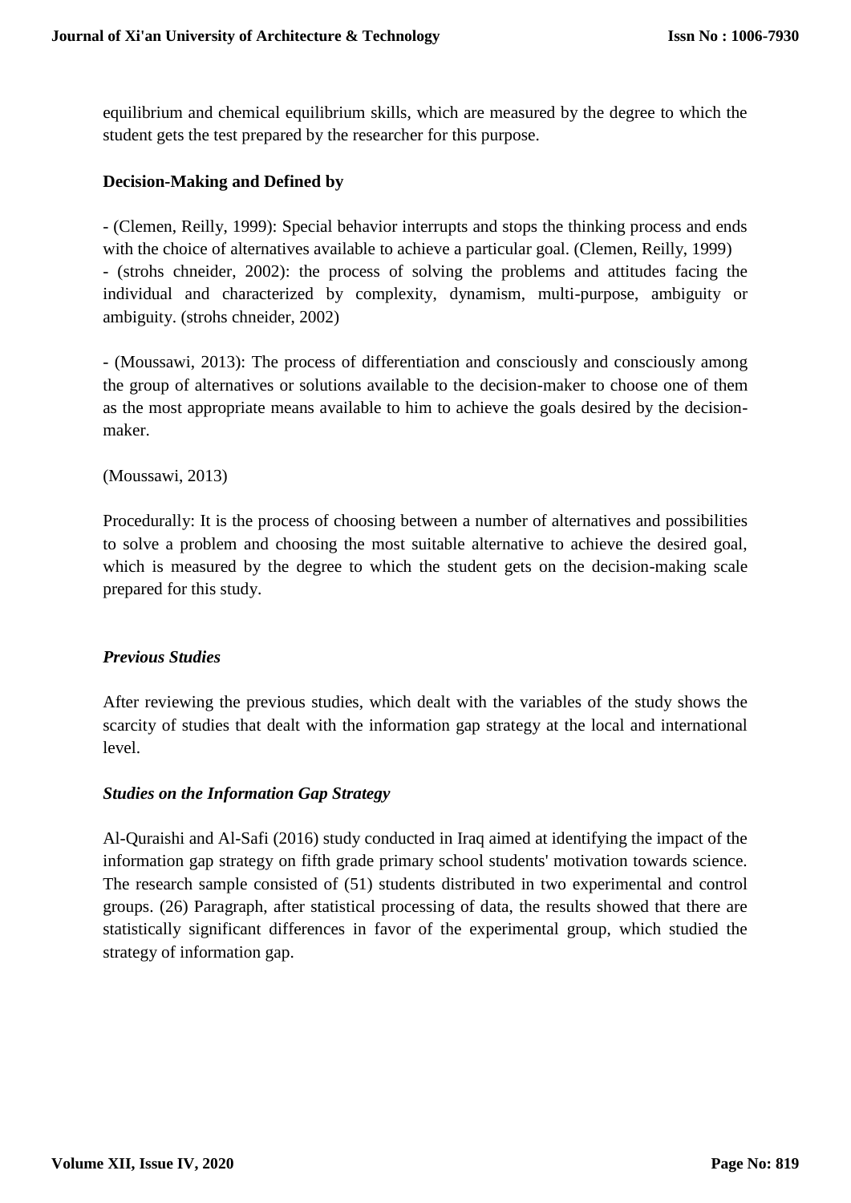equilibrium and chemical equilibrium skills, which are measured by the degree to which the student gets the test prepared by the researcher for this purpose.

**Decision-Making and Defined by**

- (Clemen, Reilly, 1999): Special behavior interrupts and stops the thinking process and ends with the choice of alternatives available to achieve a particular goal. (Clemen, Reilly, 1999)
- (strohs chneider, 2002): the process of solving the problems and attitudes facing the individual and characterized by complexity, dynamism, multi-purpose, ambiguity or ambiguity. (strohs chneider, 2002)

- (Moussawi, 2013): The process of differentiation and consciously and consciously among the group of alternatives or solutions available to the decision-maker to choose one of them as the most appropriate means available to him to achieve the goals desired by the decision-maker.

(Moussawi, 2013)

Procedurally: It is the process of choosing between a number of alternatives and possibilities to solve a problem and choosing the most suitable alternative to achieve the desired goal, which is measured by the degree to which the student gets on the decision-making scale prepared for this study.

### *Previous Studies*

After reviewing the previous studies, which dealt with the variables of the study shows the scarcity of studies that dealt with the information gap strategy at the local and international level.

### *Studies on the Information Gap Strategy*

Al-Quraishi and Al-Safi (2016) study conducted in Iraq aimed at identifying the impact of the information gap strategy on fifth grade primary school students' motivation towards science. The research sample consisted of (51) students distributed in two experimental and control groups. (26) Paragraph, after statistical processing of data, the results showed that there are statistically significant differences in favor of the experimental group, which studied the strategy of information gap.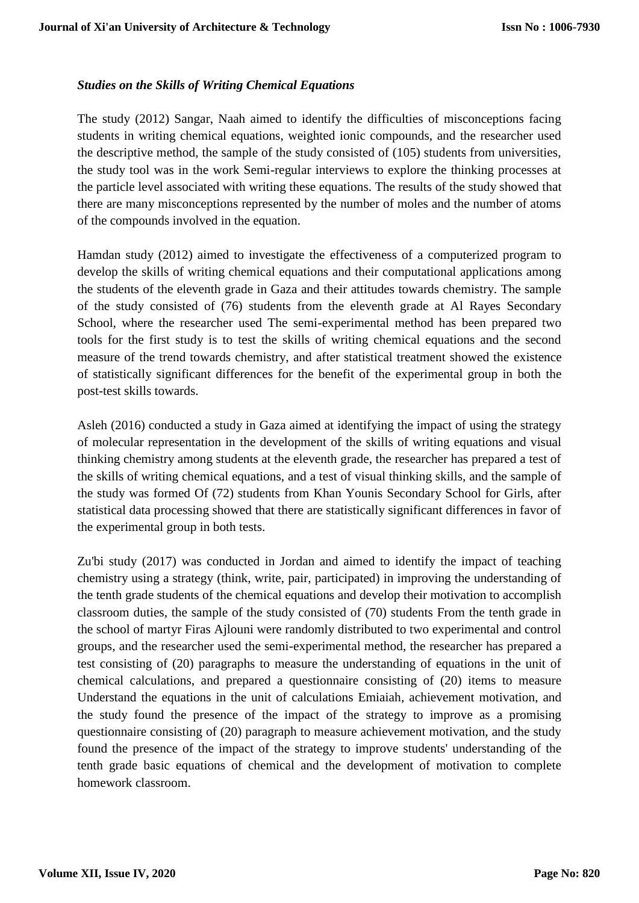*Studies on the Skills of Writing Chemical Equations*

The study (2012) Sangar, Naah aimed to identify the difficulties of misconceptions facing students in writing chemical equations, weighted ionic compounds, and the researcher used the descriptive method, the sample of the study consisted of (105) students from universities, the study tool was in the work Semi-regular interviews to explore the thinking processes at the particle level associated with writing these equations. The results of the study showed that there are many misconceptions represented by the number of moles and the number of atoms of the compounds involved in the equation.

Hamdan study (2012) aimed to investigate the effectiveness of a computerized program to develop the skills of writing chemical equations and their computational applications among the students of the eleventh grade in Gaza and their attitudes towards chemistry. The sample of the study consisted of (76) students from the eleventh grade at Al Rayes Secondary School, where the researcher used The semi-experimental method has been prepared two tools for the first study is to test the skills of writing chemical equations and the second measure of the trend towards chemistry, and after statistical treatment showed the existence of statistically significant differences for the benefit of the experimental group in both the post-test skills towards.

Asleh (2016) conducted a study in Gaza aimed at identifying the impact of using the strategy of molecular representation in the development of the skills of writing equations and visual thinking chemistry among students at the eleventh grade, the researcher has prepared a test of the skills of writing chemical equations, and a test of visual thinking skills, and the sample of the study was formed Of (72) students from Khan Younis Secondary School for Girls, after statistical data processing showed that there are statistically significant differences in favor of the experimental group in both tests.

Zu'bi study (2017) was conducted in Jordan and aimed to identify the impact of teaching chemistry using a strategy (think, write, pair, participated) in improving the understanding of the tenth grade students of the chemical equations and develop their motivation to accomplish classroom duties, the sample of the study consisted of (70) students From the tenth grade in the school of martyr Firas Ajlouni were randomly distributed to two experimental and control groups, and the researcher used the semi-experimental method, the researcher has prepared a test consisting of (20) paragraphs to measure the understanding of equations in the unit of chemical calculations, and prepared a questionnaire consisting of (20) items to measure Understand the equations in the unit of calculations Emiaiah, achievement motivation, and the study found the presence of the impact of the strategy to improve as a promising questionnaire consisting of (20) paragraph to measure achievement motivation, and the study found the presence of the impact of the strategy to improve students' understanding of the tenth grade basic equations of chemical and the development of motivation to complete homework classroom.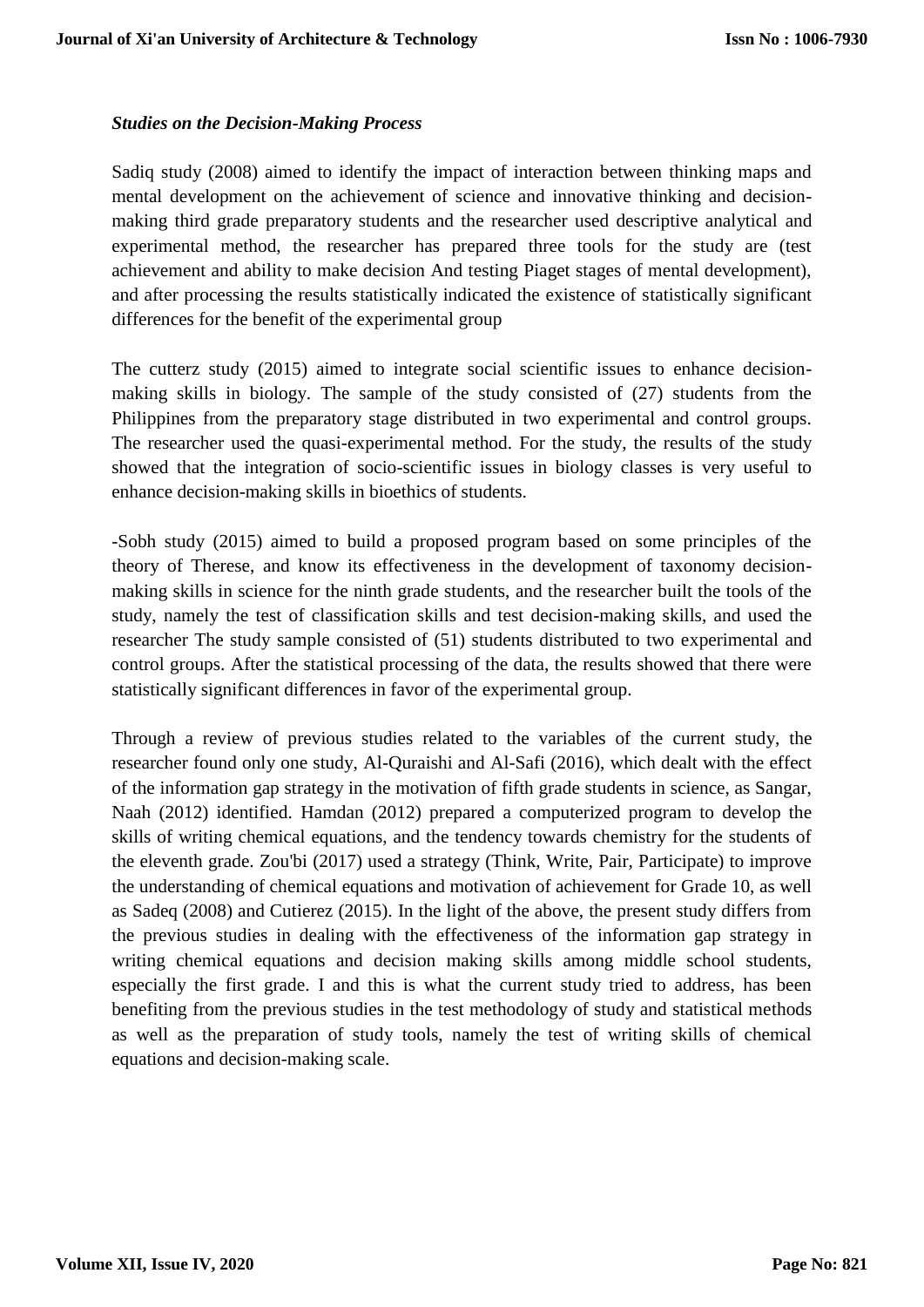***Studies on the Decision-Making Process***

Sadiq study (2008) aimed to identify the impact of interaction between thinking maps and mental development on the achievement of science and innovative thinking and decision-making third grade preparatory students and the researcher used descriptive analytical and experimental method, the researcher has prepared three tools for the study are (test achievement and ability to make decision And testing Piaget stages of mental development), and after processing the results statistically indicated the existence of statistically significant differences for the benefit of the experimental group

The cutterz study (2015) aimed to integrate social scientific issues to enhance decision-making skills in biology. The sample of the study consisted of (27) students from the Philippines from the preparatory stage distributed in two experimental and control groups. The researcher used the quasi-experimental method. For the study, the results of the study showed that the integration of socio-scientific issues in biology classes is very useful to enhance decision-making skills in bioethics of students.

-Sobh study (2015) aimed to build a proposed program based on some principles of the theory of Therese, and know its effectiveness in the development of taxonomy decision-making skills in science for the ninth grade students, and the researcher built the tools of the study, namely the test of classification skills and test decision-making skills, and used the researcher The study sample consisted of (51) students distributed to two experimental and control groups. After the statistical processing of the data, the results showed that there were statistically significant differences in favor of the experimental group.

Through a review of previous studies related to the variables of the current study, the researcher found only one study, Al-Quraishi and Al-Safi (2016), which dealt with the effect of the information gap strategy in the motivation of fifth grade students in science, as Sangar, Naah (2012) identified. Hamdan (2012) prepared a computerized program to develop the skills of writing chemical equations, and the tendency towards chemistry for the students of the eleventh grade. Zou'bi (2017) used a strategy (Think, Write, Pair, Participate) to improve the understanding of chemical equations and motivation of achievement for Grade 10, as well as Sadeq (2008) and Cutierez (2015). In the light of the above, the present study differs from the previous studies in dealing with the effectiveness of the information gap strategy in writing chemical equations and decision making skills among middle school students, especially the first grade. I and this is what the current study tried to address, has been benefiting from the previous studies in the test methodology of study and statistical methods as well as the preparation of study tools, namely the test of writing skills of chemical equations and decision-making scale.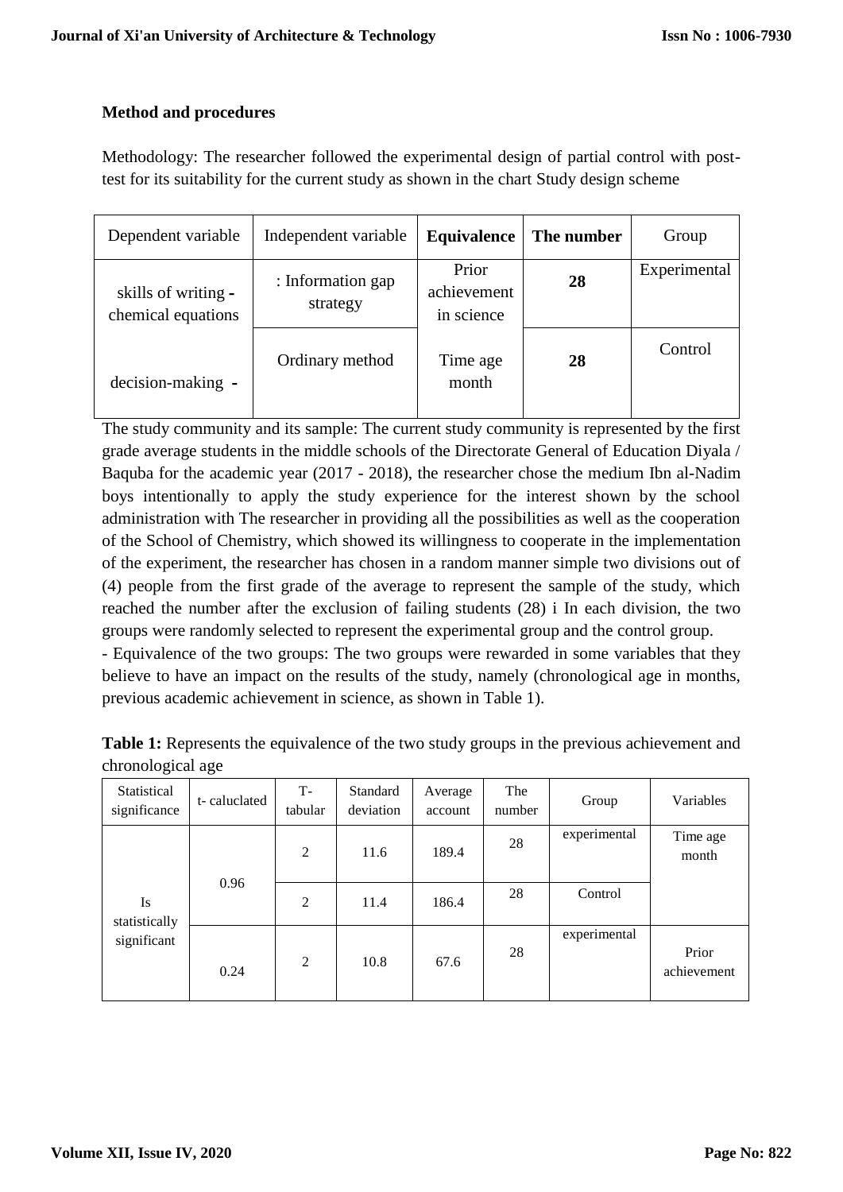**Method and procedures**

Methodology: The researcher followed the experimental design of partial control with post-test for its suitability for the current study as shown in the chart Study design scheme

| Dependent variable | Independent variable | **Equivalence** | **The number** | Group |
|---|---|---|---|---|
| skills of writing - chemical equations | : Information gap strategy | Prior achievement in science | **28** | Experimental |
| decision-making - | Ordinary method | Time age month | **28** | Control |

The study community and its sample: The current study community is represented by the first grade average students in the middle schools of the Directorate General of Education Diyala / Baquba for the academic year (2017 - 2018), the researcher chose the medium Ibn al-Nadim boys intentionally to apply the study experience for the interest shown by the school administration with The researcher in providing all the possibilities as well as the cooperation of the School of Chemistry, which showed its willingness to cooperate in the implementation of the experiment, the researcher has chosen in a random manner simple two divisions out of (4) people from the first grade of the average to represent the sample of the study, which reached the number after the exclusion of failing students (28) i In each division, the two groups were randomly selected to represent the experimental group and the control group.

- Equivalence of the two groups: The two groups were rewarded in some variables that they believe to have an impact on the results of the study, namely (chronological age in months, previous academic achievement in science, as shown in Table 1).

**Table 1:** Represents the equivalence of the two study groups in the previous achievement and chronological age

| Statistical significance | t- caluclated | T-tabular | Standard deviation | Average account | The number | Group | Variables |
|---|---|---|---|---|---|---|---|
| Is statistically significant | 0.96 | 2 | 11.6 | 189.4 | 28 | experimental | Time age month |
| | | 2 | 11.4 | 186.4 | 28 | Control | |
| | 0.24 | 2 | 10.8 | 67.6 | 28 | experimental | Prior achievement |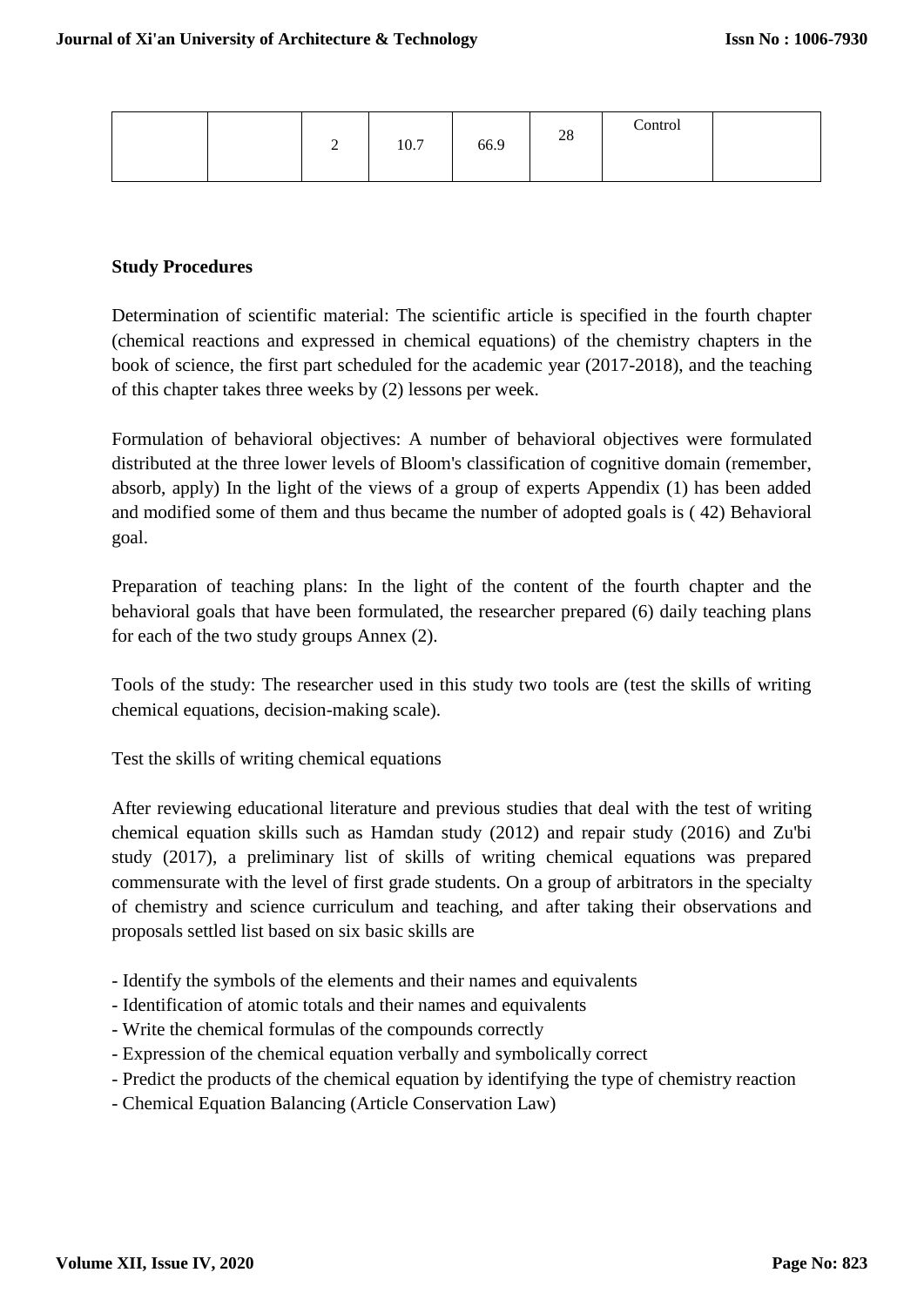|  |  | 2 | 10.7 | 66.9 | 28 | Control |  |
|---|---|---|---|---|---|---|---|

**Study Procedures**

Determination of scientific material: The scientific article is specified in the fourth chapter (chemical reactions and expressed in chemical equations) of the chemistry chapters in the book of science, the first part scheduled for the academic year (2017-2018), and the teaching of this chapter takes three weeks by (2) lessons per week.

Formulation of behavioral objectives: A number of behavioral objectives were formulated distributed at the three lower levels of Bloom's classification of cognitive domain (remember, absorb, apply) In the light of the views of a group of experts Appendix (1) has been added and modified some of them and thus became the number of adopted goals is ( 42) Behavioral goal.

Preparation of teaching plans: In the light of the content of the fourth chapter and the behavioral goals that have been formulated, the researcher prepared (6) daily teaching plans for each of the two study groups Annex (2).

Tools of the study: The researcher used in this study two tools are (test the skills of writing chemical equations, decision-making scale).

Test the skills of writing chemical equations

After reviewing educational literature and previous studies that deal with the test of writing chemical equation skills such as Hamdan study (2012) and repair study (2016) and Zu'bi study (2017), a preliminary list of skills of writing chemical equations was prepared commensurate with the level of first grade students. On a group of arbitrators in the specialty of chemistry and science curriculum and teaching, and after taking their observations and proposals settled list based on six basic skills are

- Identify the symbols of the elements and their names and equivalents
- Identification of atomic totals and their names and equivalents
- Write the chemical formulas of the compounds correctly
- Expression of the chemical equation verbally and symbolically correct
- Predict the products of the chemical equation by identifying the type of chemistry reaction
- Chemical Equation Balancing (Article Conservation Law)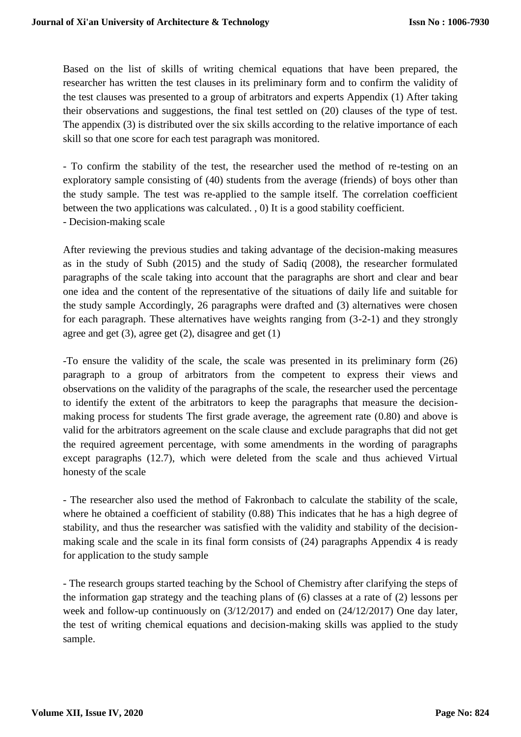Based on the list of skills of writing chemical equations that have been prepared, the researcher has written the test clauses in its preliminary form and to confirm the validity of the test clauses was presented to a group of arbitrators and experts Appendix (1) After taking their observations and suggestions, the final test settled on (20) clauses of the type of test. The appendix (3) is distributed over the six skills according to the relative importance of each skill so that one score for each test paragraph was monitored.

- To confirm the stability of the test, the researcher used the method of re-testing on an exploratory sample consisting of (40) students from the average (friends) of boys other than the study sample. The test was re-applied to the sample itself. The correlation coefficient between the two applications was calculated. , 0) It is a good stability coefficient.
- Decision-making scale

After reviewing the previous studies and taking advantage of the decision-making measures as in the study of Subh (2015) and the study of Sadiq (2008), the researcher formulated paragraphs of the scale taking into account that the paragraphs are short and clear and bear one idea and the content of the representative of the situations of daily life and suitable for the study sample Accordingly, 26 paragraphs were drafted and (3) alternatives were chosen for each paragraph. These alternatives have weights ranging from (3-2-1) and they strongly agree and get (3), agree get (2), disagree and get (1)

-To ensure the validity of the scale, the scale was presented in its preliminary form (26) paragraph to a group of arbitrators from the competent to express their views and observations on the validity of the paragraphs of the scale, the researcher used the percentage to identify the extent of the arbitrators to keep the paragraphs that measure the decision-making process for students The first grade average, the agreement rate (0.80) and above is valid for the arbitrators agreement on the scale clause and exclude paragraphs that did not get the required agreement percentage, with some amendments in the wording of paragraphs except paragraphs (12.7), which were deleted from the scale and thus achieved Virtual honesty of the scale

- The researcher also used the method of Fakronbach to calculate the stability of the scale, where he obtained a coefficient of stability (0.88) This indicates that he has a high degree of stability, and thus the researcher was satisfied with the validity and stability of the decision-making scale and the scale in its final form consists of (24) paragraphs Appendix 4 is ready for application to the study sample

- The research groups started teaching by the School of Chemistry after clarifying the steps of the information gap strategy and the teaching plans of (6) classes at a rate of (2) lessons per week and follow-up continuously on (3/12/2017) and ended on (24/12/2017) One day later, the test of writing chemical equations and decision-making skills was applied to the study sample.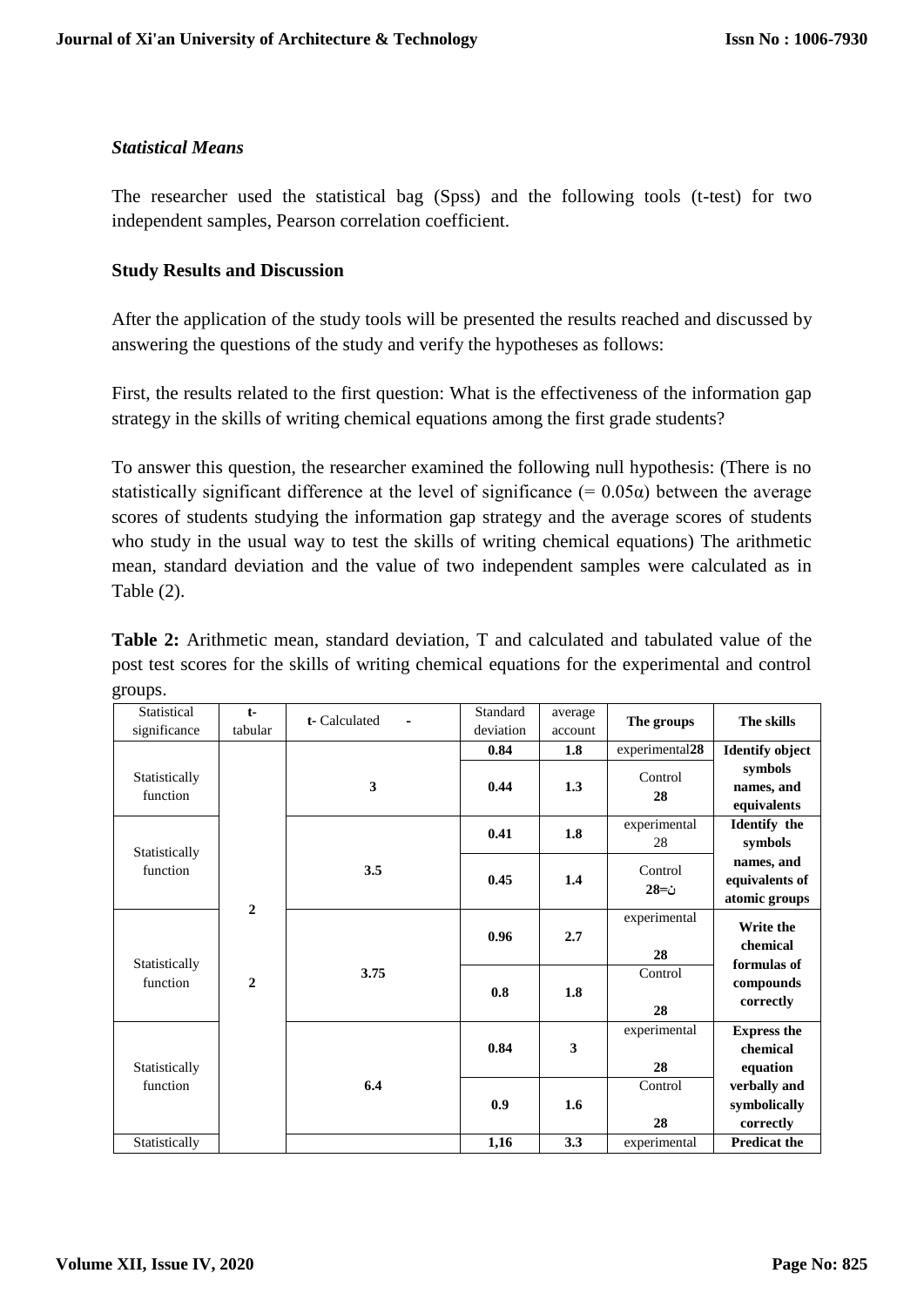*Statistical Means*

The researcher used the statistical bag (Spss) and the following tools (t-test) for two independent samples, Pearson correlation coefficient.

**Study Results and Discussion**

After the application of the study tools will be presented the results reached and discussed by answering the questions of the study and verify the hypotheses as follows:

First, the results related to the first question: What is the effectiveness of the information gap strategy in the skills of writing chemical equations among the first grade students?

To answer this question, the researcher examined the following null hypothesis: (There is no statistically significant difference at the level of significance (= 0.05α) between the average scores of students studying the information gap strategy and the average scores of students who study in the usual way to test the skills of writing chemical equations) The arithmetic mean, standard deviation and the value of two independent samples were calculated as in Table (2).

**Table 2:** Arithmetic mean, standard deviation, T and calculated and tabulated value of the post test scores for the skills of writing chemical equations for the experimental and control groups.

| Statistical significance | t- tabular | t- Calculated - | Standard deviation | average account | The groups | The skills |
|---|---|---|---|---|---|---|
| Statistically function | | 3 | 0.84 | 1.8 | experimental**28** | **Identify object symbols names, and equivalents** |
| | | | 0.44 | 1.3 | Control **28** | |
| Statistically function | | 3.5 | 0.41 | 1.8 | experimental 28 | **Identify the symbols names, and equivalents of atomic groups** |
| | **2** | | 0.45 | 1.4 | Control **ن=28** | |
| Statistically function | **2** | 3.75 | 0.96 | 2.7 | experimental **28** | **Write the chemical formulas of compounds correctly** |
| | | | 0.8 | 1.8 | Control **28** | |
| Statistically function | | 6.4 | 0.84 | 3 | experimental **28** | **Express the chemical equation verbally and symbolically correctly** |
| | | | 0.9 | 1.6 | Control **28** | |
| Statistically | | | 1,16 | 3.3 | experimental | **Predicat the** |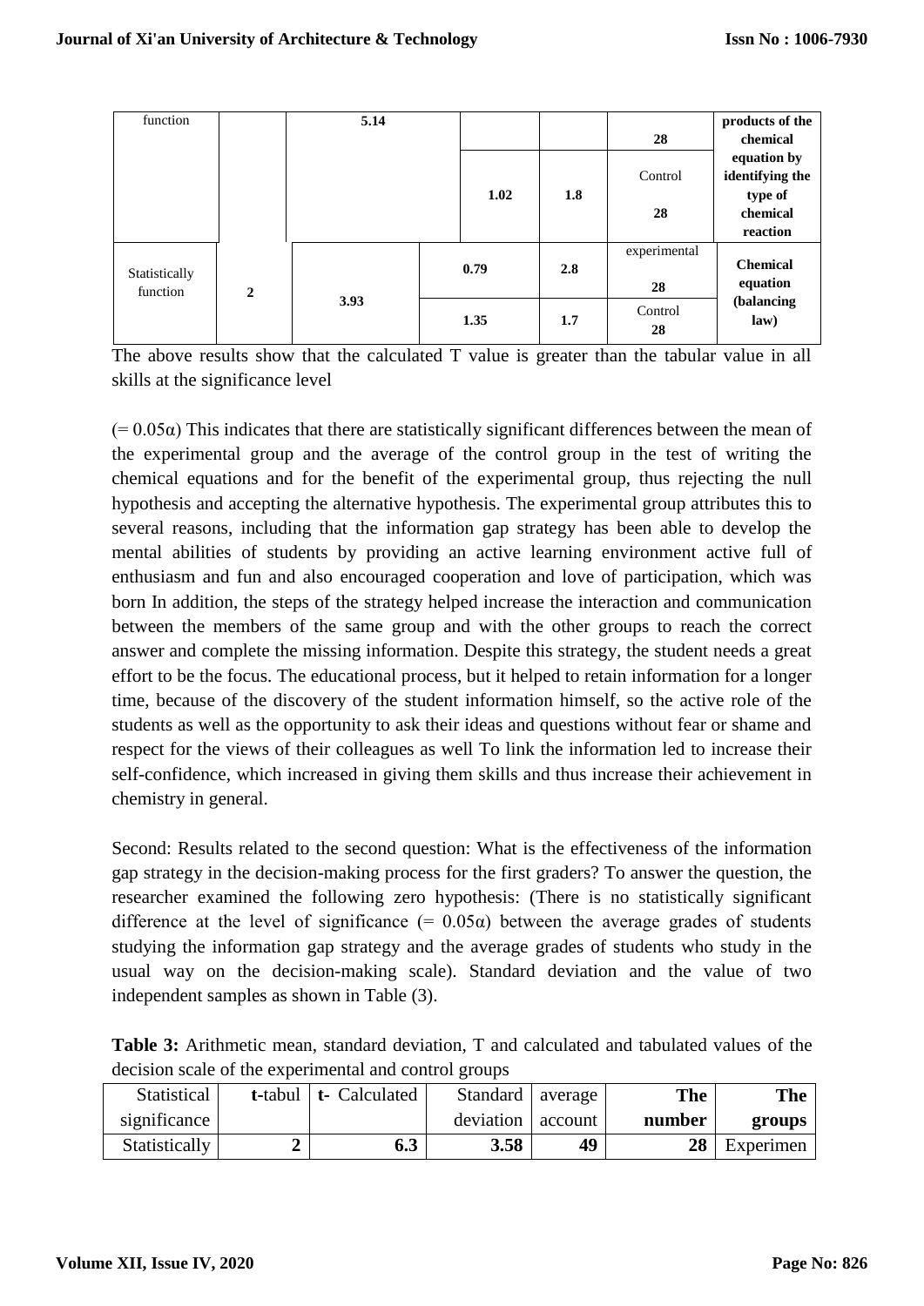| function | | 5.14 | | | 28 | products of the chemical equation by identifying the type of chemical reaction |
|---|---|---|---|---|---|---|
| | | | 1.02 | 1.8 | Control 28 | |
| Statistically function | 2 | 3.93 | 0.79 | 2.8 | experimental 28 | Chemical equation (balancing law) |
| | | | 1.35 | 1.7 | Control 28 | |

The above results show that the calculated T value is greater than the tabular value in all skills at the significance level

(= 0.05α) This indicates that there are statistically significant differences between the mean of the experimental group and the average of the control group in the test of writing the chemical equations and for the benefit of the experimental group, thus rejecting the null hypothesis and accepting the alternative hypothesis. The experimental group attributes this to several reasons, including that the information gap strategy has been able to develop the mental abilities of students by providing an active learning environment active full of enthusiasm and fun and also encouraged cooperation and love of participation, which was born In addition, the steps of the strategy helped increase the interaction and communication between the members of the same group and with the other groups to reach the correct answer and complete the missing information. Despite this strategy, the student needs a great effort to be the focus. The educational process, but it helped to retain information for a longer time, because of the discovery of the student information himself, so the active role of the students as well as the opportunity to ask their ideas and questions without fear or shame and respect for the views of their colleagues as well To link the information led to increase their self-confidence, which increased in giving them skills and thus increase their achievement in chemistry in general.

Second: Results related to the second question: What is the effectiveness of the information gap strategy in the decision-making process for the first graders? To answer the question, the researcher examined the following zero hypothesis: (There is no statistically significant difference at the level of significance (= 0.05α) between the average grades of students studying the information gap strategy and the average grades of students who study in the usual way on the decision-making scale). Standard deviation and the value of two independent samples as shown in Table (3).

**Table 3:** Arithmetic mean, standard deviation, T and calculated and tabulated values of the decision scale of the experimental and control groups

| Statistical significance | **t**-tabul | **t-** Calculated | Standard deviation | average account | **The number** | **The groups** |
|---|---|---|---|---|---|---|
| Statistically | **2** | **6.3** | **3.58** | **49** | **28** | Experimen |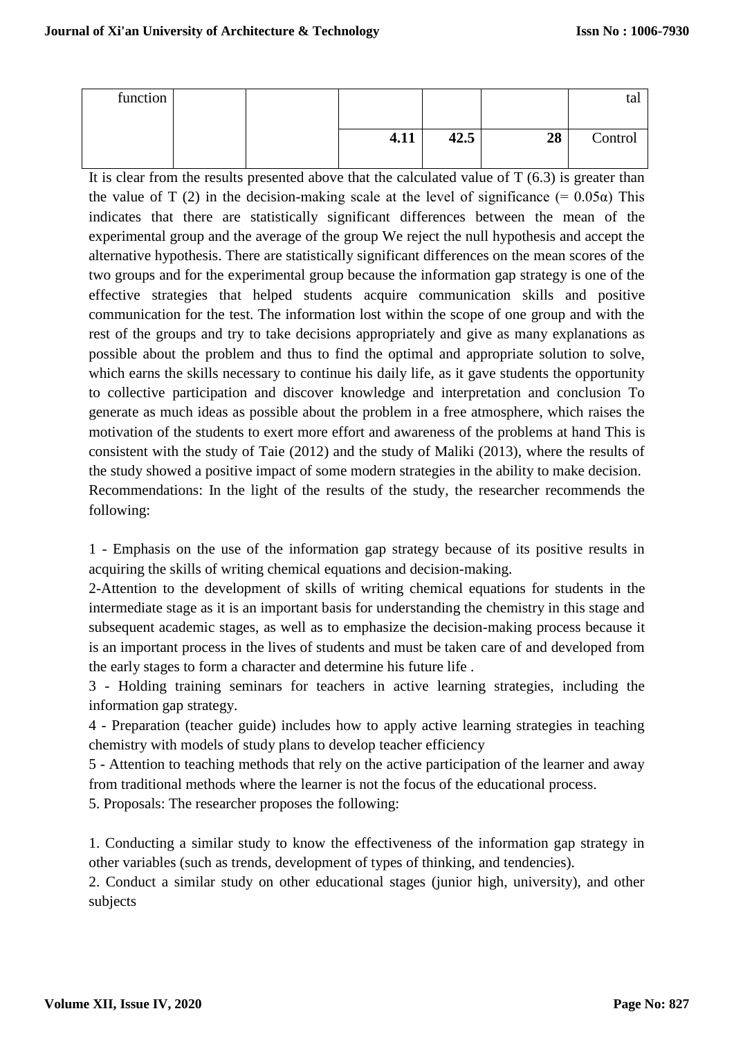| function | | | | | | tal |
|---|---|---|---|---|---|---|
| | | | **4.11** | **42.5** | **28** | Control |

It is clear from the results presented above that the calculated value of T (6.3) is greater than the value of T (2) in the decision-making scale at the level of significance (= 0.05α) This indicates that there are statistically significant differences between the mean of the experimental group and the average of the group We reject the null hypothesis and accept the alternative hypothesis. There are statistically significant differences on the mean scores of the two groups and for the experimental group because the information gap strategy is one of the effective strategies that helped students acquire communication skills and positive communication for the test. The information lost within the scope of one group and with the rest of the groups and try to take decisions appropriately and give as many explanations as possible about the problem and thus to find the optimal and appropriate solution to solve, which earns the skills necessary to continue his daily life, as it gave students the opportunity to collective participation and discover knowledge and interpretation and conclusion To generate as much ideas as possible about the problem in a free atmosphere, which raises the motivation of the students to exert more effort and awareness of the problems at hand This is consistent with the study of Taie (2012) and the study of Maliki (2013), where the results of the study showed a positive impact of some modern strategies in the ability to make decision.

Recommendations: In the light of the results of the study, the researcher recommends the following:

1 - Emphasis on the use of the information gap strategy because of its positive results in acquiring the skills of writing chemical equations and decision-making.

2-Attention to the development of skills of writing chemical equations for students in the intermediate stage as it is an important basis for understanding the chemistry in this stage and subsequent academic stages, as well as to emphasize the decision-making process because it is an important process in the lives of students and must be taken care of and developed from the early stages to form a character and determine his future life .

3 - Holding training seminars for teachers in active learning strategies, including the information gap strategy.

4 - Preparation (teacher guide) includes how to apply active learning strategies in teaching chemistry with models of study plans to develop teacher efficiency

5 - Attention to teaching methods that rely on the active participation of the learner and away from traditional methods where the learner is not the focus of the educational process.

5. Proposals: The researcher proposes the following:

1. Conducting a similar study to know the effectiveness of the information gap strategy in other variables (such as trends, development of types of thinking, and tendencies).

2. Conduct a similar study on other educational stages (junior high, university), and other subjects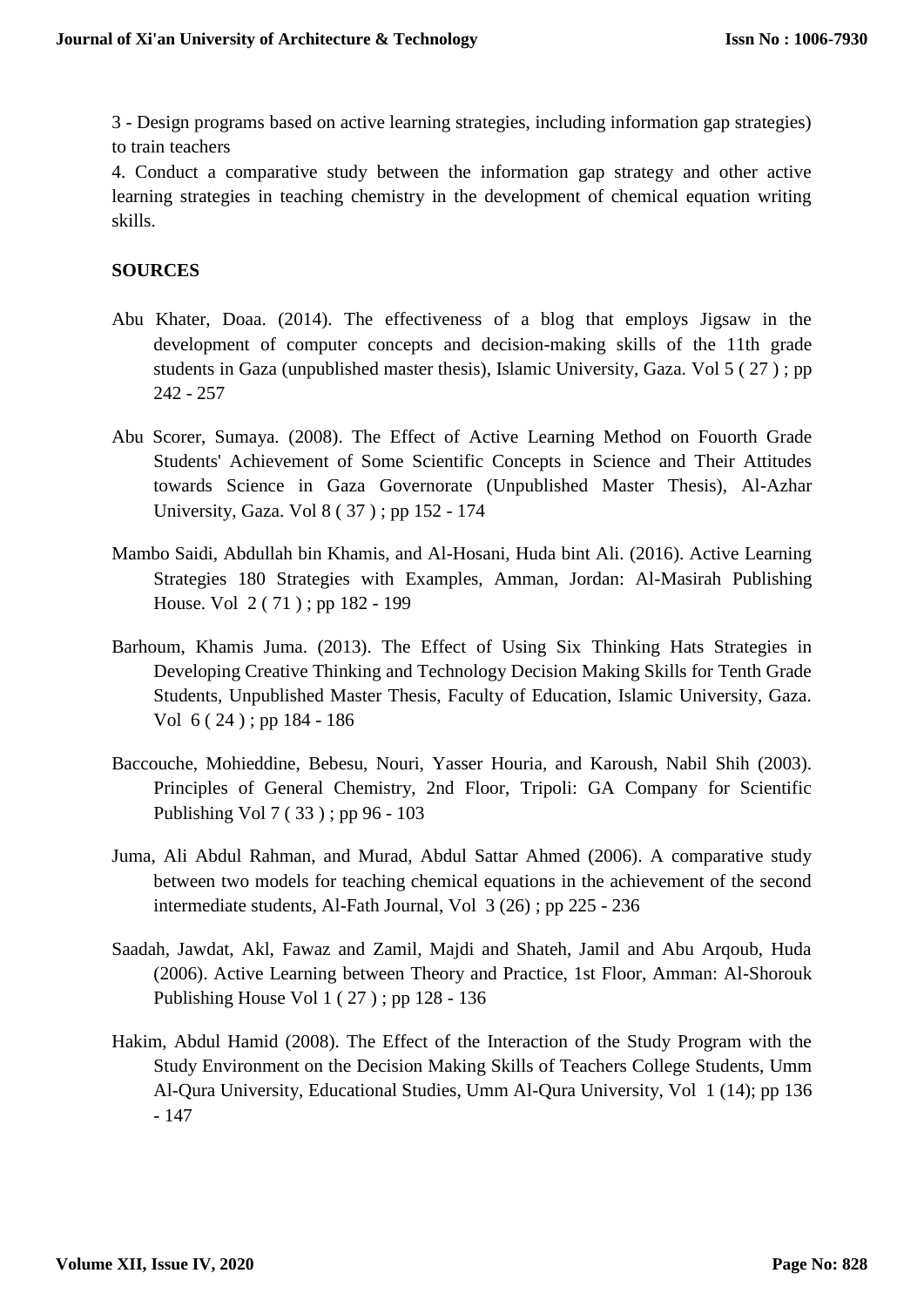3 - Design programs based on active learning strategies, including information gap strategies) to train teachers

4. Conduct a comparative study between the information gap strategy and other active learning strategies in teaching chemistry in the development of chemical equation writing skills.

## SOURCES

Abu Khater, Doaa. (2014). The effectiveness of a blog that employs Jigsaw in the development of computer concepts and decision-making skills of the 11th grade students in Gaza (unpublished master thesis), Islamic University, Gaza. Vol 5 ( 27 ) ; pp 242 - 257

Abu Scorer, Sumaya. (2008). The Effect of Active Learning Method on Fouorth Grade Students' Achievement of Some Scientific Concepts in Science and Their Attitudes towards Science in Gaza Governorate (Unpublished Master Thesis), Al-Azhar University, Gaza. Vol 8 ( 37 ) ; pp 152 - 174

Mambo Saidi, Abdullah bin Khamis, and Al-Hosani, Huda bint Ali. (2016). Active Learning Strategies 180 Strategies with Examples, Amman, Jordan: Al-Masirah Publishing House. Vol 2 ( 71 ) ; pp 182 - 199

Barhoum, Khamis Juma. (2013). The Effect of Using Six Thinking Hats Strategies in Developing Creative Thinking and Technology Decision Making Skills for Tenth Grade Students, Unpublished Master Thesis, Faculty of Education, Islamic University, Gaza. Vol 6 ( 24 ) ; pp 184 - 186

Baccouche, Mohieddine, Bebesu, Nouri, Yasser Houria, and Karoush, Nabil Shih (2003). Principles of General Chemistry, 2nd Floor, Tripoli: GA Company for Scientific Publishing Vol 7 ( 33 ) ; pp 96 - 103

Juma, Ali Abdul Rahman, and Murad, Abdul Sattar Ahmed (2006). A comparative study between two models for teaching chemical equations in the achievement of the second intermediate students, Al-Fath Journal, Vol 3 (26) ; pp 225 - 236

Saadah, Jawdat, Akl, Fawaz and Zamil, Majdi and Shateh, Jamil and Abu Arqoub, Huda (2006). Active Learning between Theory and Practice, 1st Floor, Amman: Al-Shorouk Publishing House Vol 1 ( 27 ) ; pp 128 - 136

Hakim, Abdul Hamid (2008). The Effect of the Interaction of the Study Program with the Study Environment on the Decision Making Skills of Teachers College Students, Umm Al-Qura University, Educational Studies, Umm Al-Qura University, Vol 1 (14); pp 136 - 147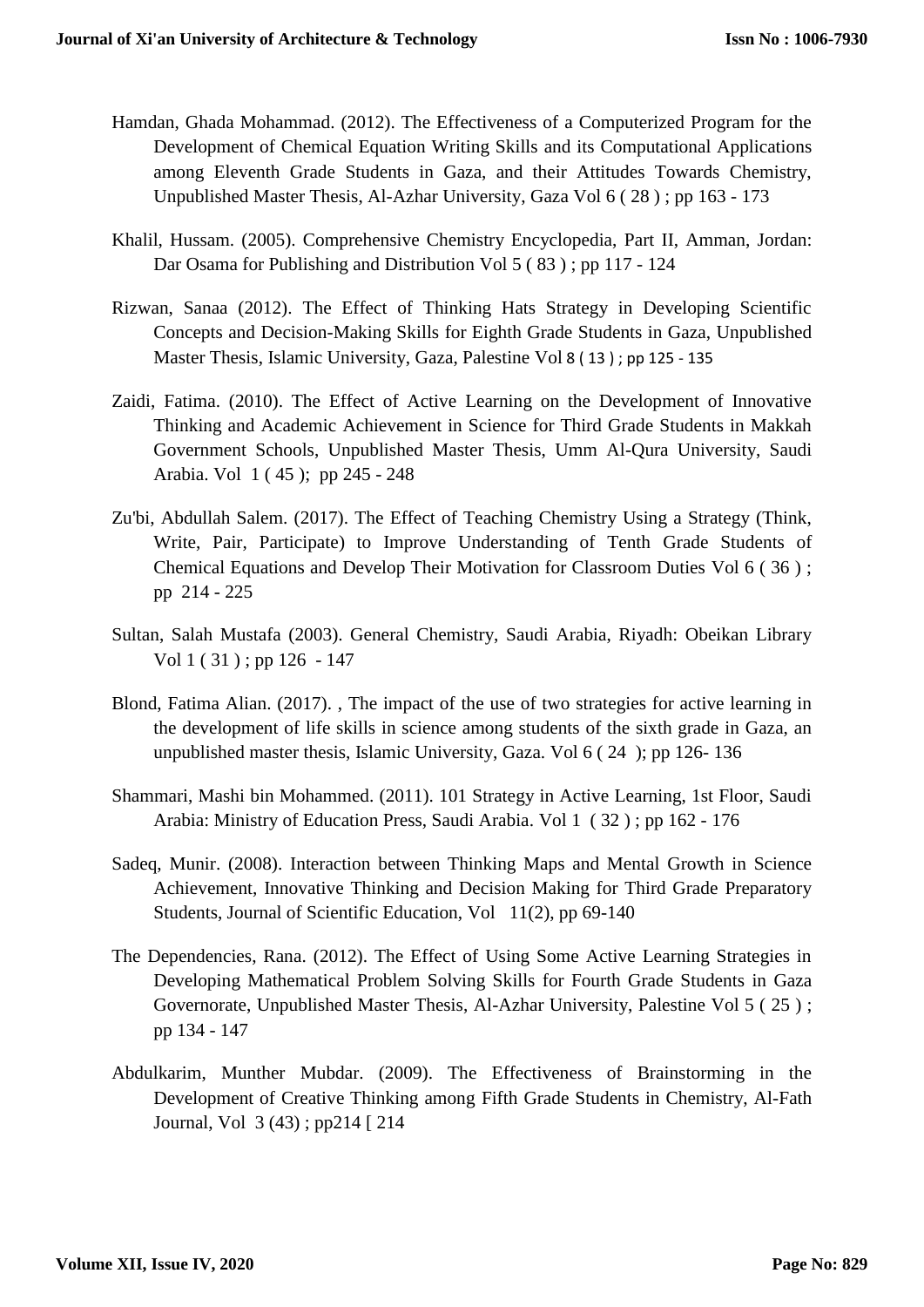Hamdan, Ghada Mohammad. (2012). The Effectiveness of a Computerized Program for the Development of Chemical Equation Writing Skills and its Computational Applications among Eleventh Grade Students in Gaza, and their Attitudes Towards Chemistry, Unpublished Master Thesis, Al-Azhar University, Gaza Vol 6 ( 28 ) ; pp 163 - 173

Khalil, Hussam. (2005). Comprehensive Chemistry Encyclopedia, Part II, Amman, Jordan: Dar Osama for Publishing and Distribution Vol 5 ( 83 ) ; pp 117 - 124

Rizwan, Sanaa (2012). The Effect of Thinking Hats Strategy in Developing Scientific Concepts and Decision-Making Skills for Eighth Grade Students in Gaza, Unpublished Master Thesis, Islamic University, Gaza, Palestine Vol 8 ( 13 ) ; pp 125 - 135

Zaidi, Fatima. (2010). The Effect of Active Learning on the Development of Innovative Thinking and Academic Achievement in Science for Third Grade Students in Makkah Government Schools, Unpublished Master Thesis, Umm Al-Qura University, Saudi Arabia. Vol 1 ( 45 ); pp 245 - 248

Zu'bi, Abdullah Salem. (2017). The Effect of Teaching Chemistry Using a Strategy (Think, Write, Pair, Participate) to Improve Understanding of Tenth Grade Students of Chemical Equations and Develop Their Motivation for Classroom Duties Vol 6 ( 36 ) ; pp 214 - 225

Sultan, Salah Mustafa (2003). General Chemistry, Saudi Arabia, Riyadh: Obeikan Library Vol 1 ( 31 ) ; pp 126 - 147

Blond, Fatima Alian. (2017). , The impact of the use of two strategies for active learning in the development of life skills in science among students of the sixth grade in Gaza, an unpublished master thesis, Islamic University, Gaza. Vol 6 ( 24 ); pp 126- 136

Shammari, Mashi bin Mohammed. (2011). 101 Strategy in Active Learning, 1st Floor, Saudi Arabia: Ministry of Education Press, Saudi Arabia. Vol 1 ( 32 ) ; pp 162 - 176

Sadeq, Munir. (2008). Interaction between Thinking Maps and Mental Growth in Science Achievement, Innovative Thinking and Decision Making for Third Grade Preparatory Students, Journal of Scientific Education, Vol 11(2), pp 69-140

The Dependencies, Rana. (2012). The Effect of Using Some Active Learning Strategies in Developing Mathematical Problem Solving Skills for Fourth Grade Students in Gaza Governorate, Unpublished Master Thesis, Al-Azhar University, Palestine Vol 5 ( 25 ) ; pp 134 - 147

Abdulkarim, Munther Mubdar. (2009). The Effectiveness of Brainstorming in the Development of Creative Thinking among Fifth Grade Students in Chemistry, Al-Fath Journal, Vol 3 (43) ; pp214 [ 214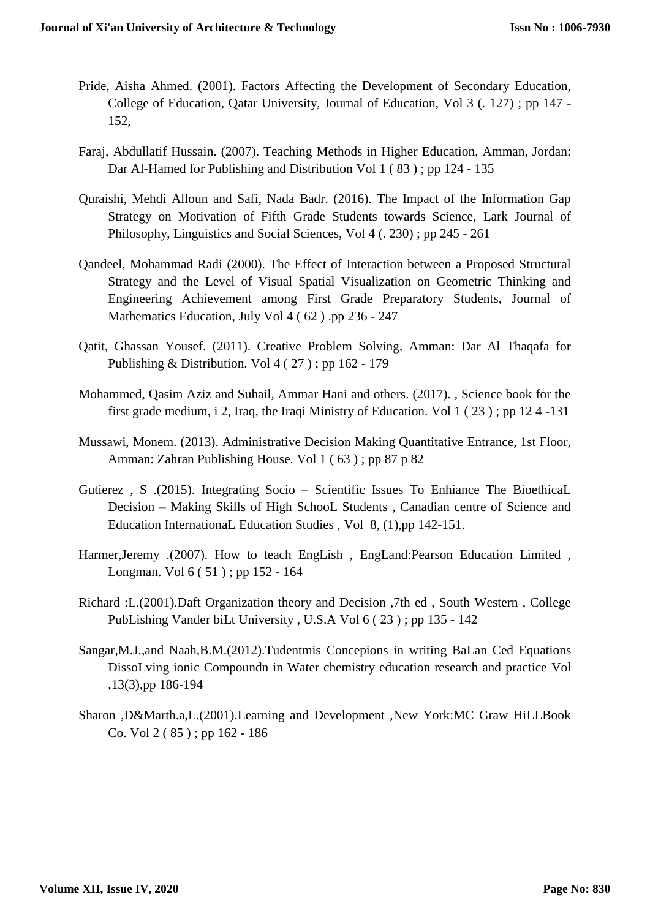Pride, Aisha Ahmed. (2001). Factors Affecting the Development of Secondary Education, College of Education, Qatar University, Journal of Education, Vol 3 (. 127) ; pp 147 - 152,

Faraj, Abdullatif Hussain. (2007). Teaching Methods in Higher Education, Amman, Jordan: Dar Al-Hamed for Publishing and Distribution Vol 1 ( 83 ) ; pp 124 - 135

Quraishi, Mehdi Alloun and Safi, Nada Badr. (2016). The Impact of the Information Gap Strategy on Motivation of Fifth Grade Students towards Science, Lark Journal of Philosophy, Linguistics and Social Sciences, Vol 4 (. 230) ; pp 245 - 261

Qandeel, Mohammad Radi (2000). The Effect of Interaction between a Proposed Structural Strategy and the Level of Visual Spatial Visualization on Geometric Thinking and Engineering Achievement among First Grade Preparatory Students, Journal of Mathematics Education, July Vol 4 ( 62 ) .pp 236 - 247

Qatit, Ghassan Yousef. (2011). Creative Problem Solving, Amman: Dar Al Thaqafa for Publishing & Distribution. Vol 4 ( 27 ) ; pp 162 - 179

Mohammed, Qasim Aziz and Suhail, Ammar Hani and others. (2017). , Science book for the first grade medium, i 2, Iraq, the Iraqi Ministry of Education. Vol 1 ( 23 ) ; pp 12 4 -131

Mussawi, Monem. (2013). Administrative Decision Making Quantitative Entrance, 1st Floor, Amman: Zahran Publishing House. Vol 1 ( 63 ) ; pp 87 p 82

Gutierez , S .(2015). Integrating Socio – Scientific Issues To Enhiance The BioethicaL Decision – Making Skills of High SchooL Students , Canadian centre of Science and Education InternationaL Education Studies , Vol 8, (1),pp 142-151.

Harmer,Jeremy .(2007). How to teach EngLish , EngLand:Pearson Education Limited , Longman. Vol 6 ( 51 ) ; pp 152 - 164

Richard :L.(2001).Daft Organization theory and Decision ,7th ed , South Western , College PubLishing Vander biLt University , U.S.A Vol 6 ( 23 ) ; pp 135 - 142

Sangar,M.J.,and Naah,B.M.(2012).Tudentmis Concepions in writing BaLan Ced Equations DissoLving ionic Compoundn in Water chemistry education research and practice Vol ,13(3),pp 186-194

Sharon ,D&Marth.a,L.(2001).Learning and Development ,New York:MC Graw HiLLBook Co. Vol 2 ( 85 ) ; pp 162 - 186